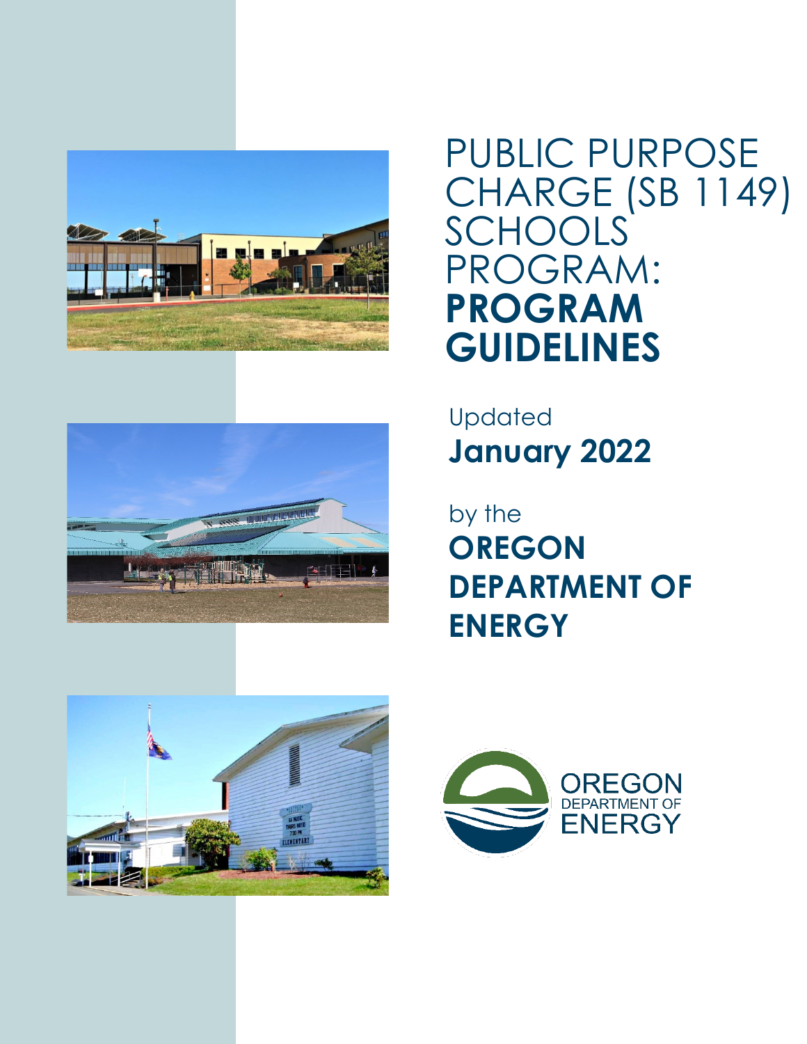# PUBLIC PURPOSE CHARGE (SB 1149) SCHOOLS PROGRAM: **PROGRAM GUIDELINES**

Updated
**January 2022**

by the
**OREGON DEPARTMENT OF ENERGY**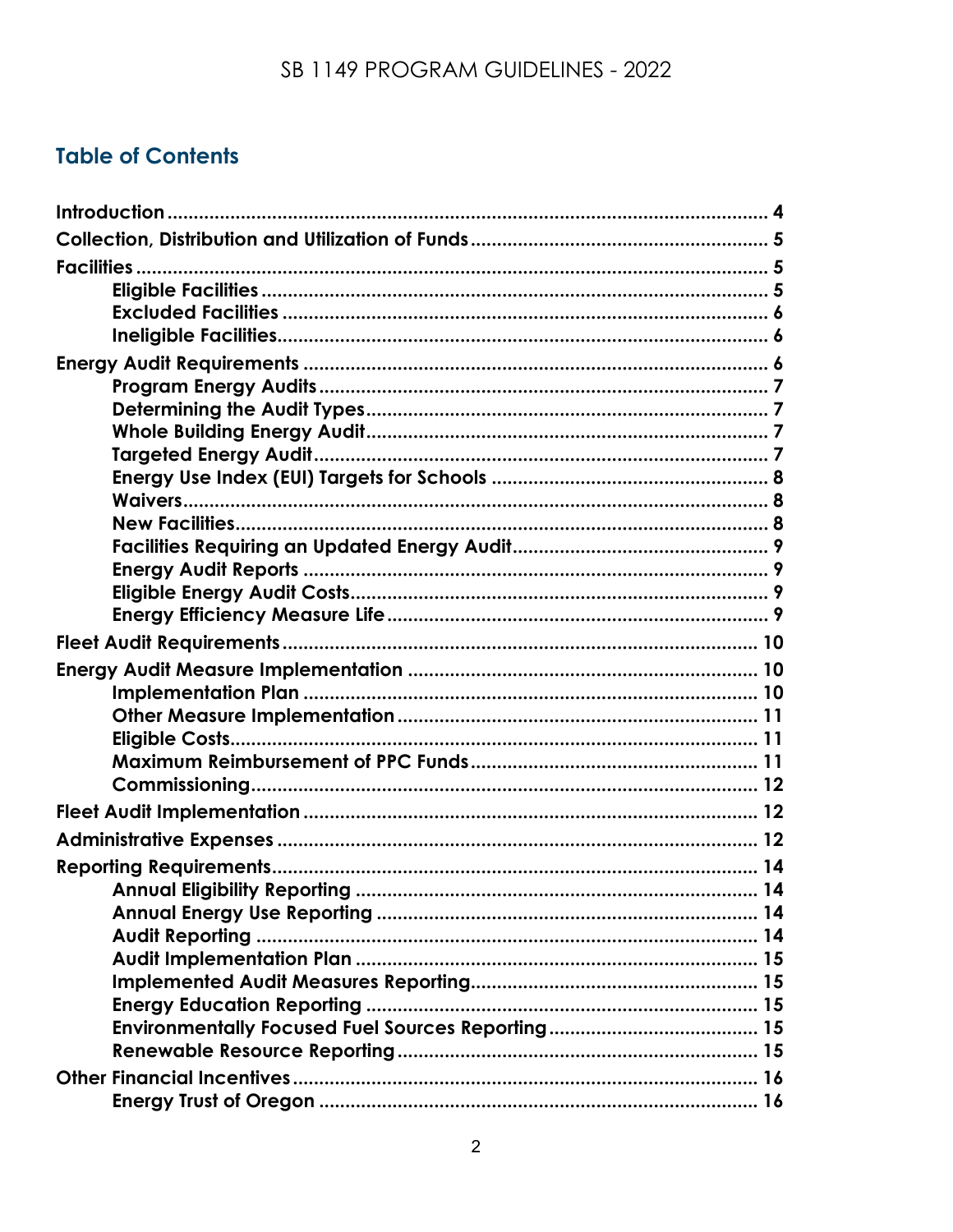## Table of Contents

- Introduction ... 4
- Collection, Distribution and Utilization of Funds ... 5
- Facilities ... 5
  - Eligible Facilities ... 5
  - Excluded Facilities ... 6
  - Ineligible Facilities ... 6
- Energy Audit Requirements ... 6
  - Program Energy Audits ... 7
  - Determining the Audit Types ... 7
  - Whole Building Energy Audit ... 7
  - Targeted Energy Audit ... 7
  - Energy Use Index (EUI) Targets for Schools ... 8
  - Waivers ... 8
  - New Facilities ... 8
  - Facilities Requiring an Updated Energy Audit ... 9
  - Energy Audit Reports ... 9
  - Eligible Energy Audit Costs ... 9
  - Energy Efficiency Measure Life ... 9
- Fleet Audit Requirements ... 10
- Energy Audit Measure Implementation ... 10
  - Implementation Plan ... 10
  - Other Measure Implementation ... 11
  - Eligible Costs ... 11
  - Maximum Reimbursement of PPC Funds ... 11
  - Commissioning ... 12
- Fleet Audit Implementation ... 12
- Administrative Expenses ... 12
- Reporting Requirements ... 14
  - Annual Eligibility Reporting ... 14
  - Annual Energy Use Reporting ... 14
  - Audit Reporting ... 14
  - Audit Implementation Plan ... 15
  - Implemented Audit Measures Reporting ... 15
  - Energy Education Reporting ... 15
  - Environmentally Focused Fuel Sources Reporting ... 15
  - Renewable Resource Reporting ... 15
- Other Financial Incentives ... 16
  - Energy Trust of Oregon ... 16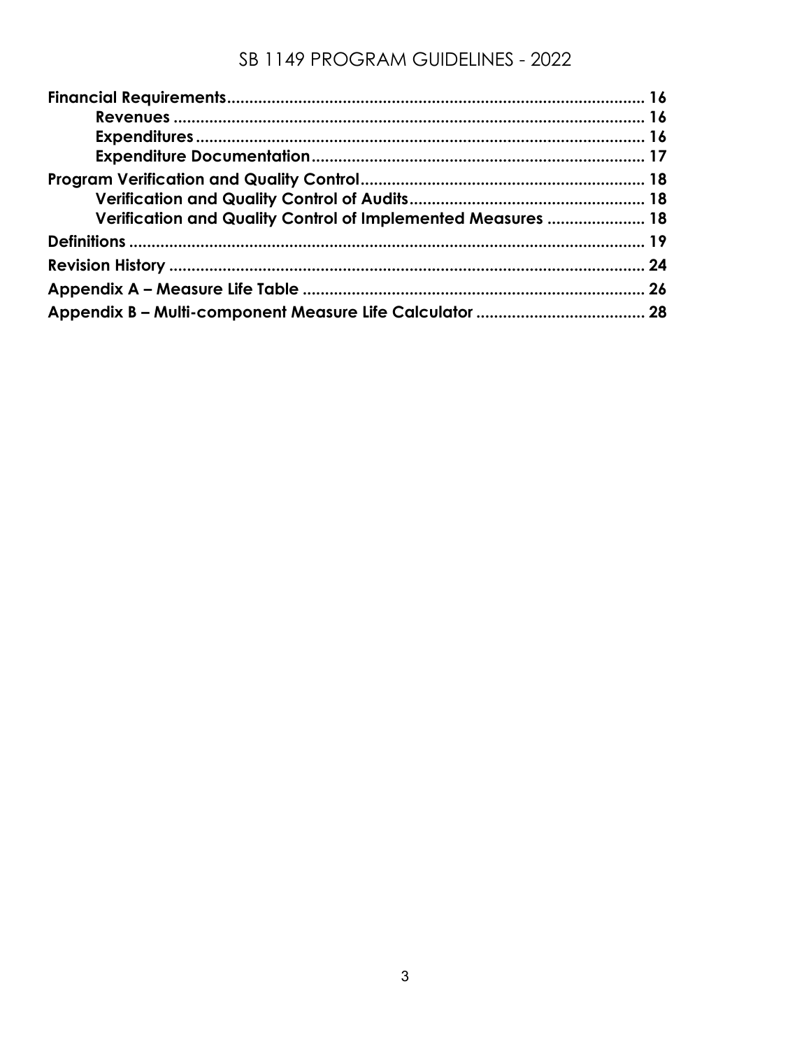**Financial Requirements** .......... 16

- **Revenues** .......... 16
- **Expenditures** .......... 16
- **Expenditure Documentation** .......... 17

**Program Verification and Quality Control** .......... 18

- **Verification and Quality Control of Audits** .......... 18
- **Verification and Quality Control of Implemented Measures** .......... 18

**Definitions** .......... 19

**Revision History** .......... 24

**Appendix A – Measure Life Table** .......... 26

**Appendix B – Multi-component Measure Life Calculator** .......... 28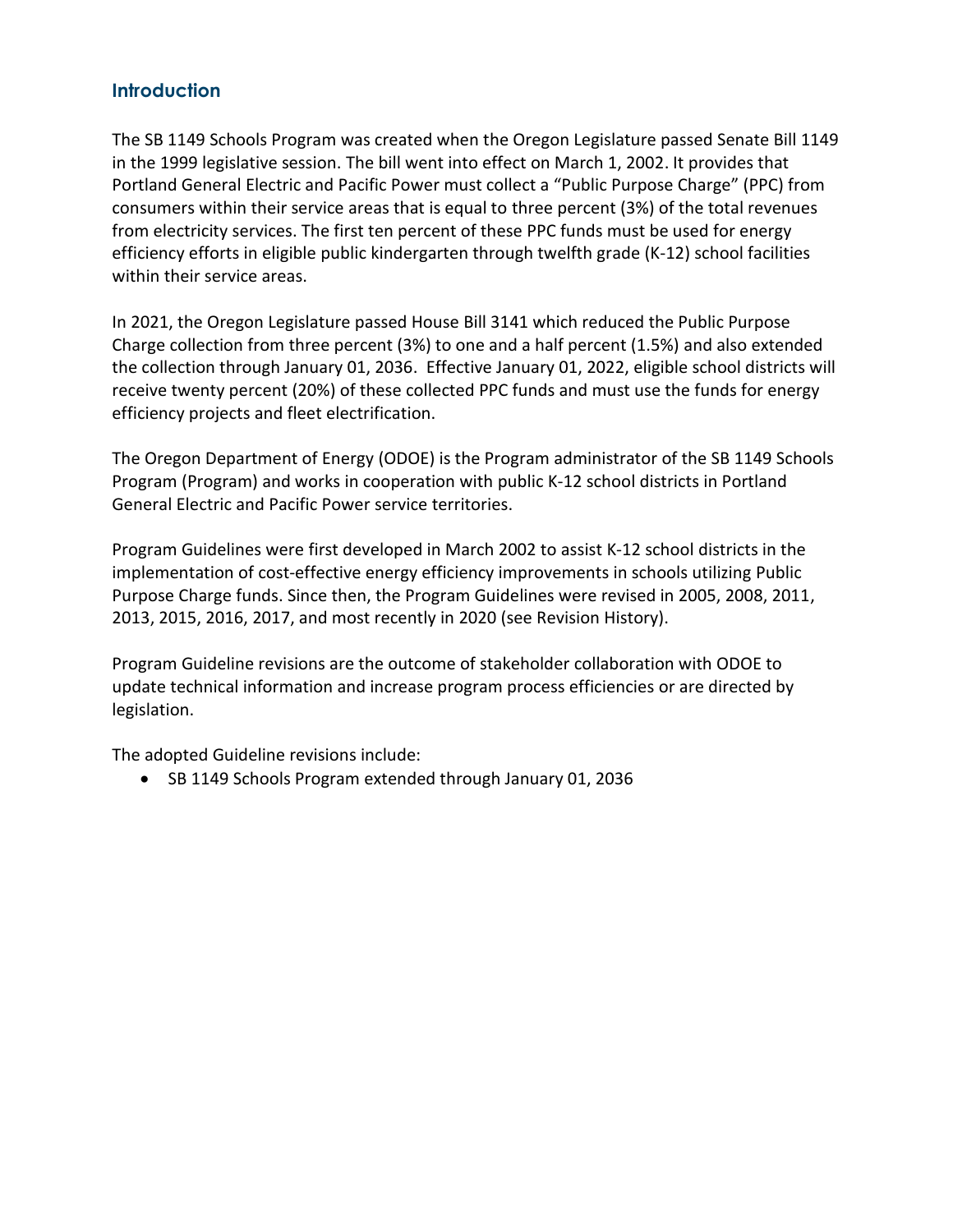## Introduction

The SB 1149 Schools Program was created when the Oregon Legislature passed Senate Bill 1149 in the 1999 legislative session. The bill went into effect on March 1, 2002. It provides that Portland General Electric and Pacific Power must collect a "Public Purpose Charge" (PPC) from consumers within their service areas that is equal to three percent (3%) of the total revenues from electricity services. The first ten percent of these PPC funds must be used for energy efficiency efforts in eligible public kindergarten through twelfth grade (K-12) school facilities within their service areas.

In 2021, the Oregon Legislature passed House Bill 3141 which reduced the Public Purpose Charge collection from three percent (3%) to one and a half percent (1.5%) and also extended the collection through January 01, 2036. Effective January 01, 2022, eligible school districts will receive twenty percent (20%) of these collected PPC funds and must use the funds for energy efficiency projects and fleet electrification.

The Oregon Department of Energy (ODOE) is the Program administrator of the SB 1149 Schools Program (Program) and works in cooperation with public K-12 school districts in Portland General Electric and Pacific Power service territories.

Program Guidelines were first developed in March 2002 to assist K-12 school districts in the implementation of cost-effective energy efficiency improvements in schools utilizing Public Purpose Charge funds. Since then, the Program Guidelines were revised in 2005, 2008, 2011, 2013, 2015, 2016, 2017, and most recently in 2020 (see Revision History).

Program Guideline revisions are the outcome of stakeholder collaboration with ODOE to update technical information and increase program process efficiencies or are directed by legislation.

The adopted Guideline revisions include:

- SB 1149 Schools Program extended through January 01, 2036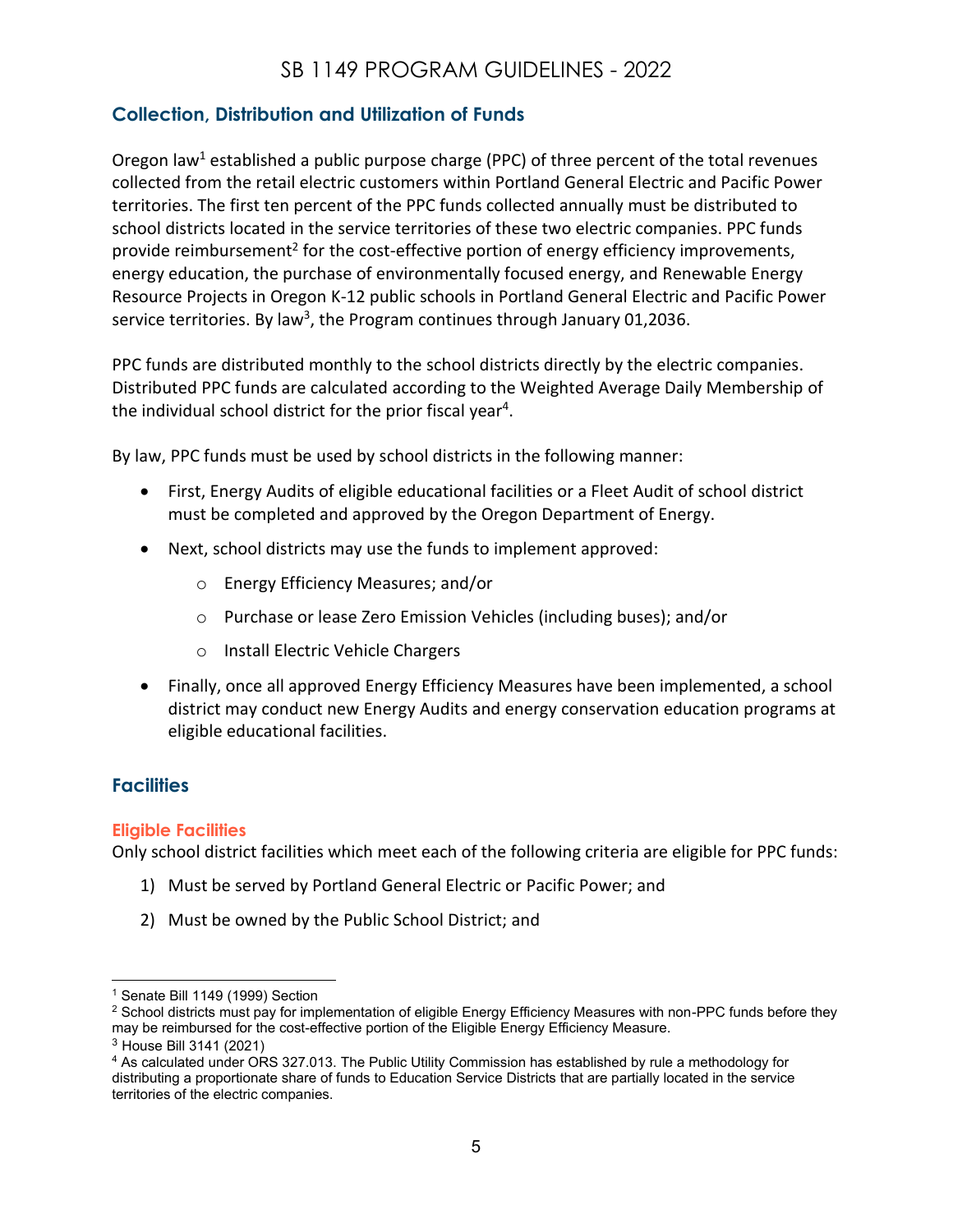## Collection, Distribution and Utilization of Funds

Oregon law[1] established a public purpose charge (PPC) of three percent of the total revenues collected from the retail electric customers within Portland General Electric and Pacific Power territories. The first ten percent of the PPC funds collected annually must be distributed to school districts located in the service territories of these two electric companies. PPC funds provide reimbursement[2] for the cost-effective portion of energy efficiency improvements, energy education, the purchase of environmentally focused energy, and Renewable Energy Resource Projects in Oregon K-12 public schools in Portland General Electric and Pacific Power service territories. By law[3], the Program continues through January 01,2036.

PPC funds are distributed monthly to the school districts directly by the electric companies. Distributed PPC funds are calculated according to the Weighted Average Daily Membership of the individual school district for the prior fiscal year[4].

By law, PPC funds must be used by school districts in the following manner:

- First, Energy Audits of eligible educational facilities or a Fleet Audit of school district must be completed and approved by the Oregon Department of Energy.
- Next, school districts may use the funds to implement approved:
  - Energy Efficiency Measures; and/or
  - Purchase or lease Zero Emission Vehicles (including buses); and/or
  - Install Electric Vehicle Chargers
- Finally, once all approved Energy Efficiency Measures have been implemented, a school district may conduct new Energy Audits and energy conservation education programs at eligible educational facilities.

## Facilities

### Eligible Facilities

Only school district facilities which meet each of the following criteria are eligible for PPC funds:

1) Must be served by Portland General Electric or Pacific Power; and
2) Must be owned by the Public School District; and

---

[1] Senate Bill 1149 (1999) Section

[2] School districts must pay for implementation of eligible Energy Efficiency Measures with non-PPC funds before they may be reimbursed for the cost-effective portion of the Eligible Energy Efficiency Measure.

[3] House Bill 3141 (2021)

[4] As calculated under ORS 327.013. The Public Utility Commission has established by rule a methodology for distributing a proportionate share of funds to Education Service Districts that are partially located in the service territories of the electric companies.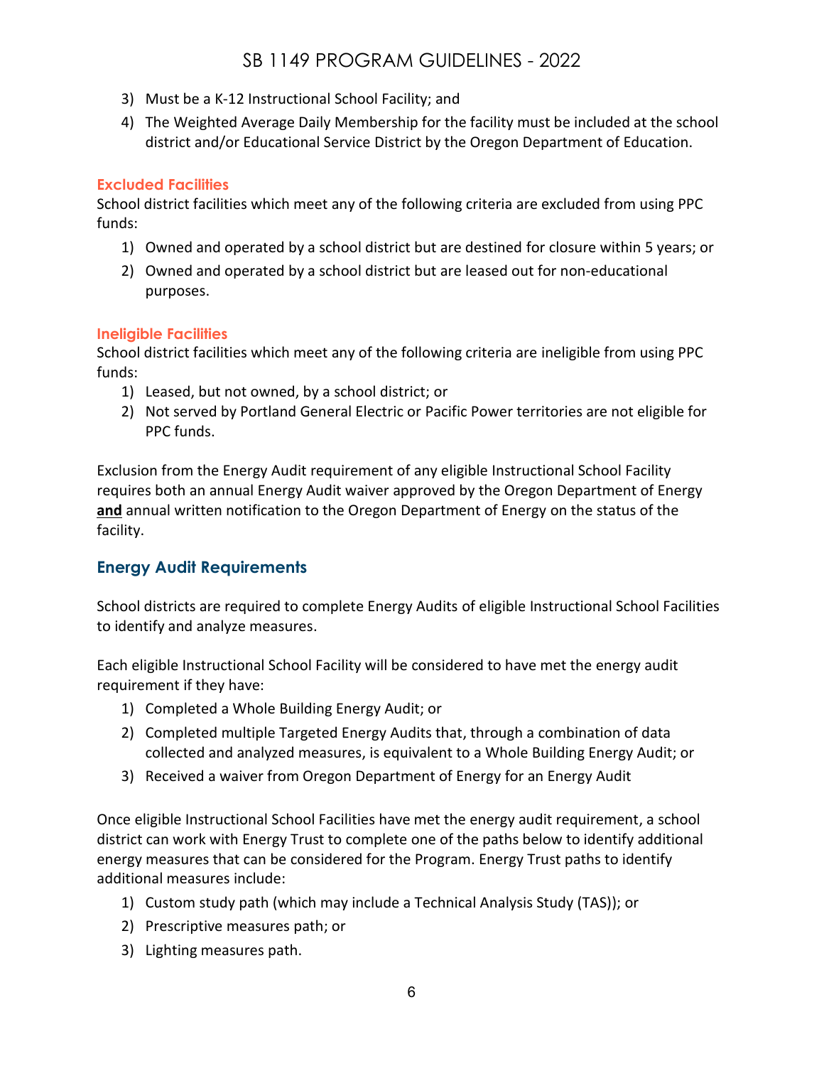3) Must be a K-12 Instructional School Facility; and
4) The Weighted Average Daily Membership for the facility must be included at the school district and/or Educational Service District by the Oregon Department of Education.

### Excluded Facilities

School district facilities which meet any of the following criteria are excluded from using PPC funds:

1) Owned and operated by a school district but are destined for closure within 5 years; or
2) Owned and operated by a school district but are leased out for non-educational purposes.

### Ineligible Facilities

School district facilities which meet any of the following criteria are ineligible from using PPC funds:

1) Leased, but not owned, by a school district; or
2) Not served by Portland General Electric or Pacific Power territories are not eligible for PPC funds.

Exclusion from the Energy Audit requirement of any eligible Instructional School Facility requires both an annual Energy Audit waiver approved by the Oregon Department of Energy **and** annual written notification to the Oregon Department of Energy on the status of the facility.

## Energy Audit Requirements

School districts are required to complete Energy Audits of eligible Instructional School Facilities to identify and analyze measures.

Each eligible Instructional School Facility will be considered to have met the energy audit requirement if they have:

1) Completed a Whole Building Energy Audit; or
2) Completed multiple Targeted Energy Audits that, through a combination of data collected and analyzed measures, is equivalent to a Whole Building Energy Audit; or
3) Received a waiver from Oregon Department of Energy for an Energy Audit

Once eligible Instructional School Facilities have met the energy audit requirement, a school district can work with Energy Trust to complete one of the paths below to identify additional energy measures that can be considered for the Program. Energy Trust paths to identify additional measures include:

1) Custom study path (which may include a Technical Analysis Study (TAS)); or
2) Prescriptive measures path; or
3) Lighting measures path.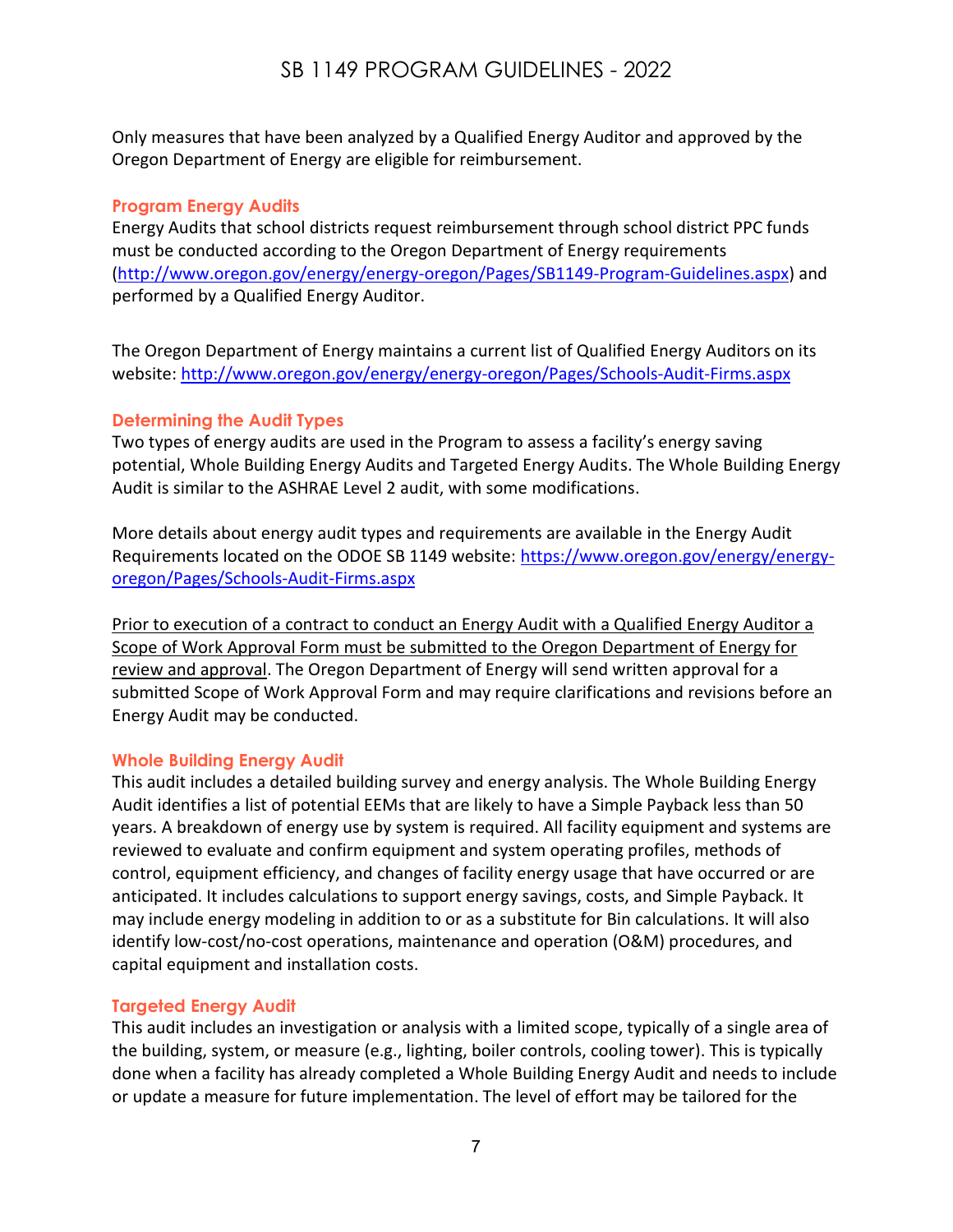Only measures that have been analyzed by a Qualified Energy Auditor and approved by the Oregon Department of Energy are eligible for reimbursement.

### Program Energy Audits

Energy Audits that school districts request reimbursement through school district PPC funds must be conducted according to the Oregon Department of Energy requirements (http://www.oregon.gov/energy/energy-oregon/Pages/SB1149-Program-Guidelines.aspx) and performed by a Qualified Energy Auditor.

The Oregon Department of Energy maintains a current list of Qualified Energy Auditors on its website: http://www.oregon.gov/energy/energy-oregon/Pages/Schools-Audit-Firms.aspx

### Determining the Audit Types

Two types of energy audits are used in the Program to assess a facility's energy saving potential, Whole Building Energy Audits and Targeted Energy Audits. The Whole Building Energy Audit is similar to the ASHRAE Level 2 audit, with some modifications.

More details about energy audit types and requirements are available in the Energy Audit Requirements located on the ODOE SB 1149 website: https://www.oregon.gov/energy/energy-oregon/Pages/Schools-Audit-Firms.aspx

Prior to execution of a contract to conduct an Energy Audit with a Qualified Energy Auditor a Scope of Work Approval Form must be submitted to the Oregon Department of Energy for review and approval. The Oregon Department of Energy will send written approval for a submitted Scope of Work Approval Form and may require clarifications and revisions before an Energy Audit may be conducted.

### Whole Building Energy Audit

This audit includes a detailed building survey and energy analysis. The Whole Building Energy Audit identifies a list of potential EEMs that are likely to have a Simple Payback less than 50 years. A breakdown of energy use by system is required. All facility equipment and systems are reviewed to evaluate and confirm equipment and system operating profiles, methods of control, equipment efficiency, and changes of facility energy usage that have occurred or are anticipated. It includes calculations to support energy savings, costs, and Simple Payback. It may include energy modeling in addition to or as a substitute for Bin calculations. It will also identify low-cost/no-cost operations, maintenance and operation (O&M) procedures, and capital equipment and installation costs.

### Targeted Energy Audit

This audit includes an investigation or analysis with a limited scope, typically of a single area of the building, system, or measure (e.g., lighting, boiler controls, cooling tower). This is typically done when a facility has already completed a Whole Building Energy Audit and needs to include or update a measure for future implementation. The level of effort may be tailored for the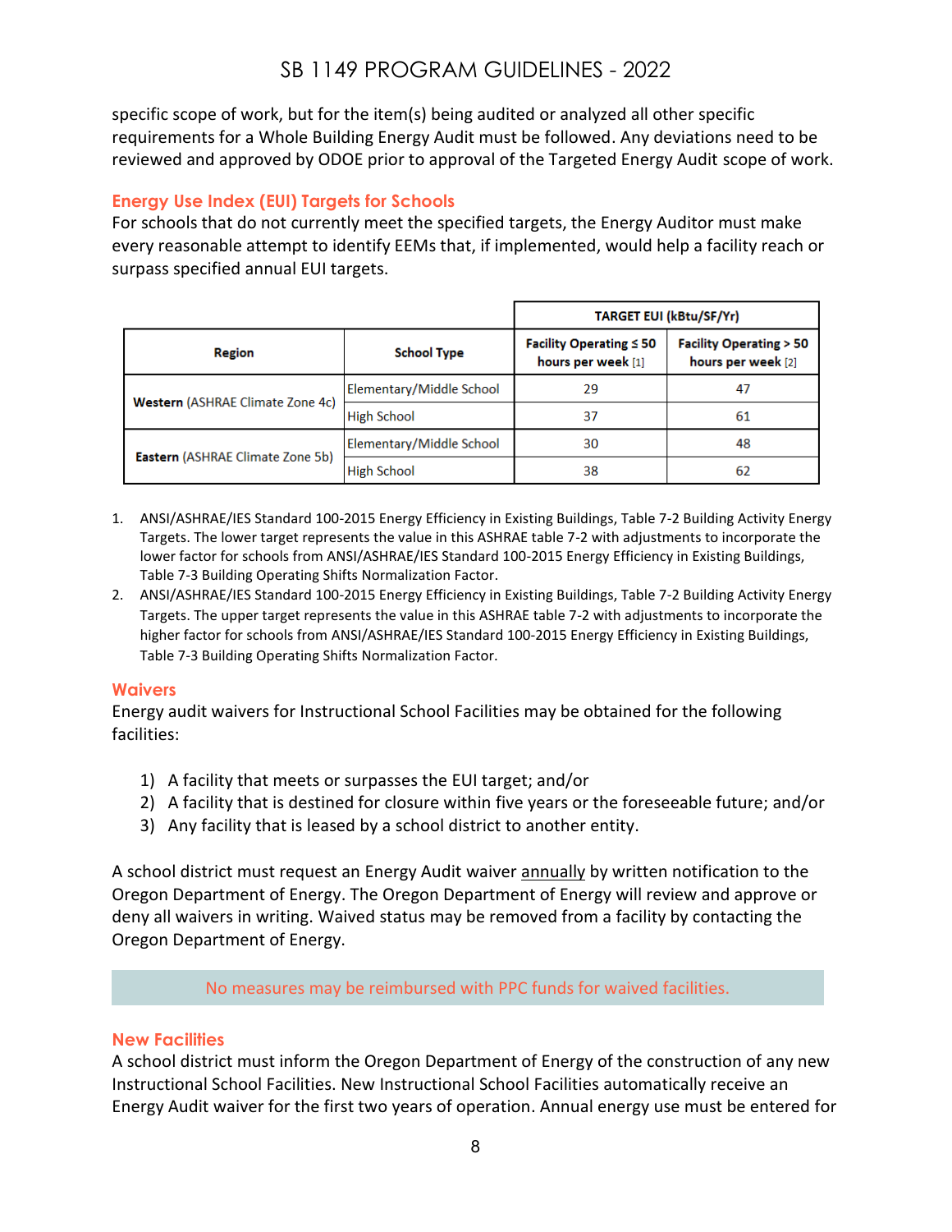specific scope of work, but for the item(s) being audited or analyzed all other specific requirements for a Whole Building Energy Audit must be followed. Any deviations need to be reviewed and approved by ODOE prior to approval of the Targeted Energy Audit scope of work.

### Energy Use Index (EUI) Targets for Schools

For schools that do not currently meet the specified targets, the Energy Auditor must make every reasonable attempt to identify EEMs that, if implemented, would help a facility reach or surpass specified annual EUI targets.

| | | TARGET EUI (kBtu/SF/Yr) | |
|---|---|---|---|
| **Region** | **School Type** | **Facility Operating ≤ 50 hours per week** [1] | **Facility Operating > 50 hours per week** [2] |
| **Western** (ASHRAE Climate Zone 4c) | Elementary/Middle School | 29 | 47 |
| | High School | 37 | 61 |
| **Eastern** (ASHRAE Climate Zone 5b) | Elementary/Middle School | 30 | 48 |
| | High School | 38 | 62 |

1. ANSI/ASHRAE/IES Standard 100-2015 Energy Efficiency in Existing Buildings, Table 7-2 Building Activity Energy Targets. The lower target represents the value in this ASHRAE table 7-2 with adjustments to incorporate the lower factor for schools from ANSI/ASHRAE/IES Standard 100-2015 Energy Efficiency in Existing Buildings, Table 7-3 Building Operating Shifts Normalization Factor.
2. ANSI/ASHRAE/IES Standard 100-2015 Energy Efficiency in Existing Buildings, Table 7-2 Building Activity Energy Targets. The upper target represents the value in this ASHRAE table 7-2 with adjustments to incorporate the higher factor for schools from ANSI/ASHRAE/IES Standard 100-2015 Energy Efficiency in Existing Buildings, Table 7-3 Building Operating Shifts Normalization Factor.

### Waivers

Energy audit waivers for Instructional School Facilities may be obtained for the following facilities:

1) A facility that meets or surpasses the EUI target; and/or
2) A facility that is destined for closure within five years or the foreseeable future; and/or
3) Any facility that is leased by a school district to another entity.

A school district must request an Energy Audit waiver <u>annually</u> by written notification to the Oregon Department of Energy. The Oregon Department of Energy will review and approve or deny all waivers in writing. Waived status may be removed from a facility by contacting the Oregon Department of Energy.

No measures may be reimbursed with PPC funds for waived facilities.

### New Facilities

A school district must inform the Oregon Department of Energy of the construction of any new Instructional School Facilities. New Instructional School Facilities automatically receive an Energy Audit waiver for the first two years of operation. Annual energy use must be entered for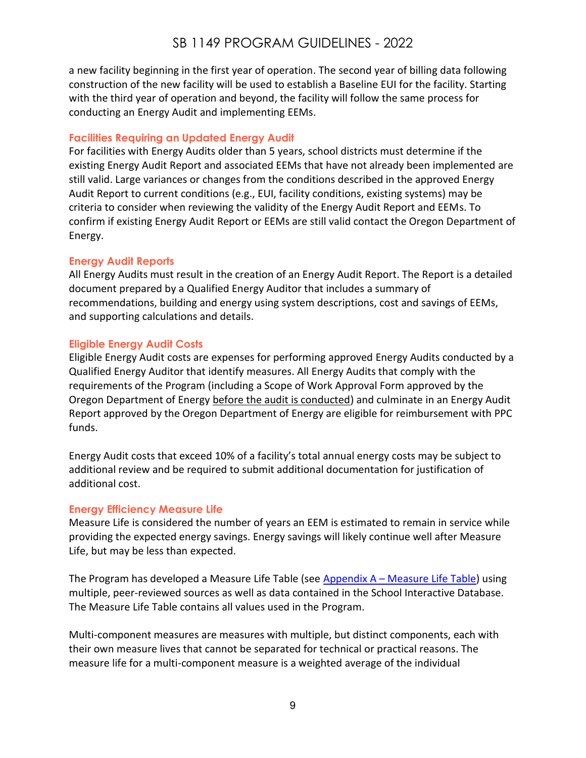a new facility beginning in the first year of operation. The second year of billing data following construction of the new facility will be used to establish a Baseline EUI for the facility. Starting with the third year of operation and beyond, the facility will follow the same process for conducting an Energy Audit and implementing EEMs.

### Facilities Requiring an Updated Energy Audit

For facilities with Energy Audits older than 5 years, school districts must determine if the existing Energy Audit Report and associated EEMs that have not already been implemented are still valid. Large variances or changes from the conditions described in the approved Energy Audit Report to current conditions (e.g., EUI, facility conditions, existing systems) may be criteria to consider when reviewing the validity of the Energy Audit Report and EEMs. To confirm if existing Energy Audit Report or EEMs are still valid contact the Oregon Department of Energy.

### Energy Audit Reports

All Energy Audits must result in the creation of an Energy Audit Report. The Report is a detailed document prepared by a Qualified Energy Auditor that includes a summary of recommendations, building and energy using system descriptions, cost and savings of EEMs, and supporting calculations and details.

### Eligible Energy Audit Costs

Eligible Energy Audit costs are expenses for performing approved Energy Audits conducted by a Qualified Energy Auditor that identify measures. All Energy Audits that comply with the requirements of the Program (including a Scope of Work Approval Form approved by the Oregon Department of Energy before the audit is conducted) and culminate in an Energy Audit Report approved by the Oregon Department of Energy are eligible for reimbursement with PPC funds.

Energy Audit costs that exceed 10% of a facility's total annual energy costs may be subject to additional review and be required to submit additional documentation for justification of additional cost.

### Energy Efficiency Measure Life

Measure Life is considered the number of years an EEM is estimated to remain in service while providing the expected energy savings. Energy savings will likely continue well after Measure Life, but may be less than expected.

The Program has developed a Measure Life Table (see Appendix A – Measure Life Table) using multiple, peer-reviewed sources as well as data contained in the School Interactive Database. The Measure Life Table contains all values used in the Program.

Multi-component measures are measures with multiple, but distinct components, each with their own measure lives that cannot be separated for technical or practical reasons. The measure life for a multi-component measure is a weighted average of the individual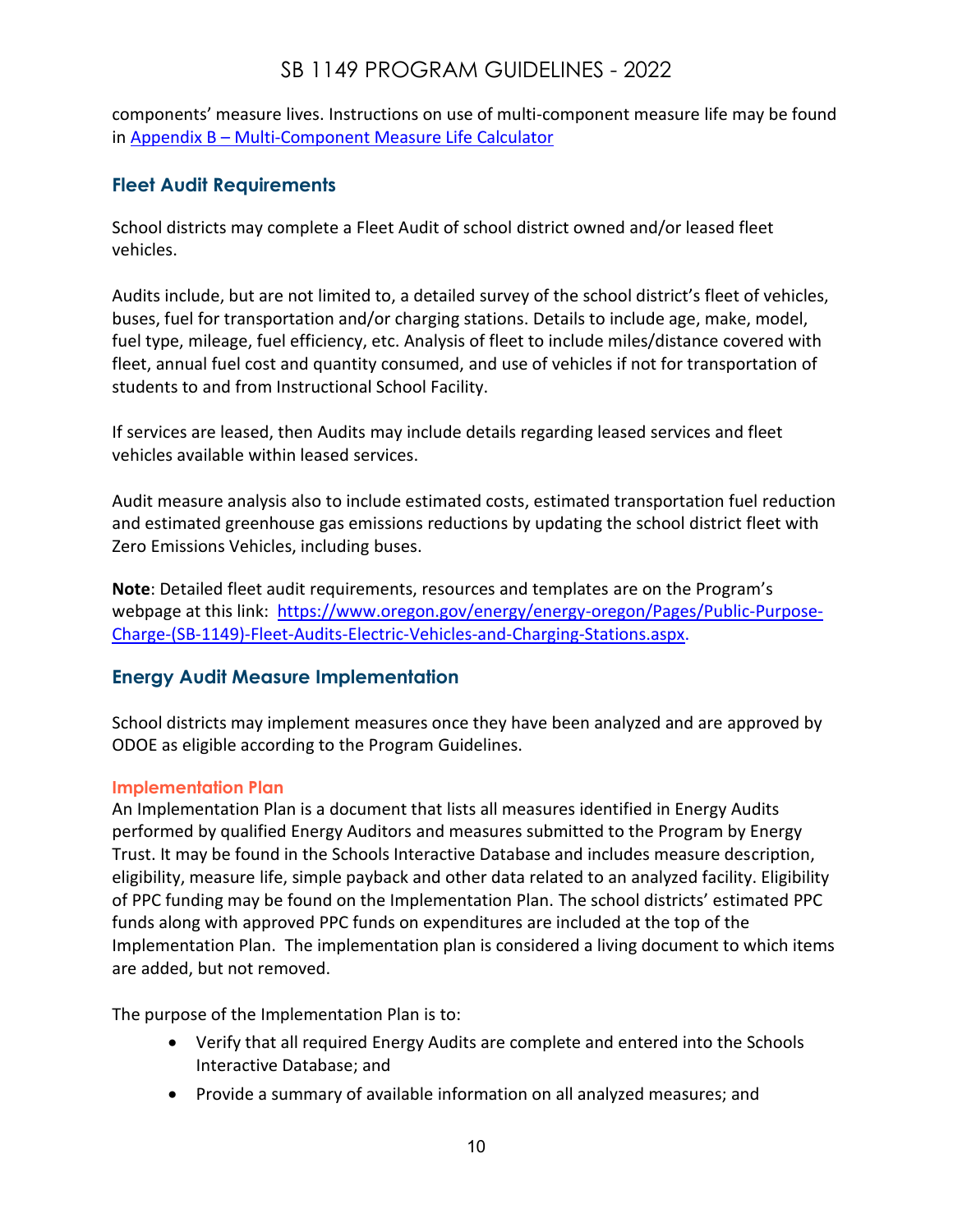components' measure lives. Instructions on use of multi-component measure life may be found in [Appendix B – Multi-Component Measure Life Calculator]

## Fleet Audit Requirements

School districts may complete a Fleet Audit of school district owned and/or leased fleet vehicles.

Audits include, but are not limited to, a detailed survey of the school district's fleet of vehicles, buses, fuel for transportation and/or charging stations. Details to include age, make, model, fuel type, mileage, fuel efficiency, etc. Analysis of fleet to include miles/distance covered with fleet, annual fuel cost and quantity consumed, and use of vehicles if not for transportation of students to and from Instructional School Facility.

If services are leased, then Audits may include details regarding leased services and fleet vehicles available within leased services.

Audit measure analysis also to include estimated costs, estimated transportation fuel reduction and estimated greenhouse gas emissions reductions by updating the school district fleet with Zero Emissions Vehicles, including buses.

**Note**: Detailed fleet audit requirements, resources and templates are on the Program's webpage at this link: https://www.oregon.gov/energy/energy-oregon/Pages/Public-Purpose-Charge-(SB-1149)-Fleet-Audits-Electric-Vehicles-and-Charging-Stations.aspx.

## Energy Audit Measure Implementation

School districts may implement measures once they have been analyzed and are approved by ODOE as eligible according to the Program Guidelines.

### Implementation Plan

An Implementation Plan is a document that lists all measures identified in Energy Audits performed by qualified Energy Auditors and measures submitted to the Program by Energy Trust. It may be found in the Schools Interactive Database and includes measure description, eligibility, measure life, simple payback and other data related to an analyzed facility. Eligibility of PPC funding may be found on the Implementation Plan. The school districts' estimated PPC funds along with approved PPC funds on expenditures are included at the top of the Implementation Plan. The implementation plan is considered a living document to which items are added, but not removed.

The purpose of the Implementation Plan is to:

- Verify that all required Energy Audits are complete and entered into the Schools Interactive Database; and
- Provide a summary of available information on all analyzed measures; and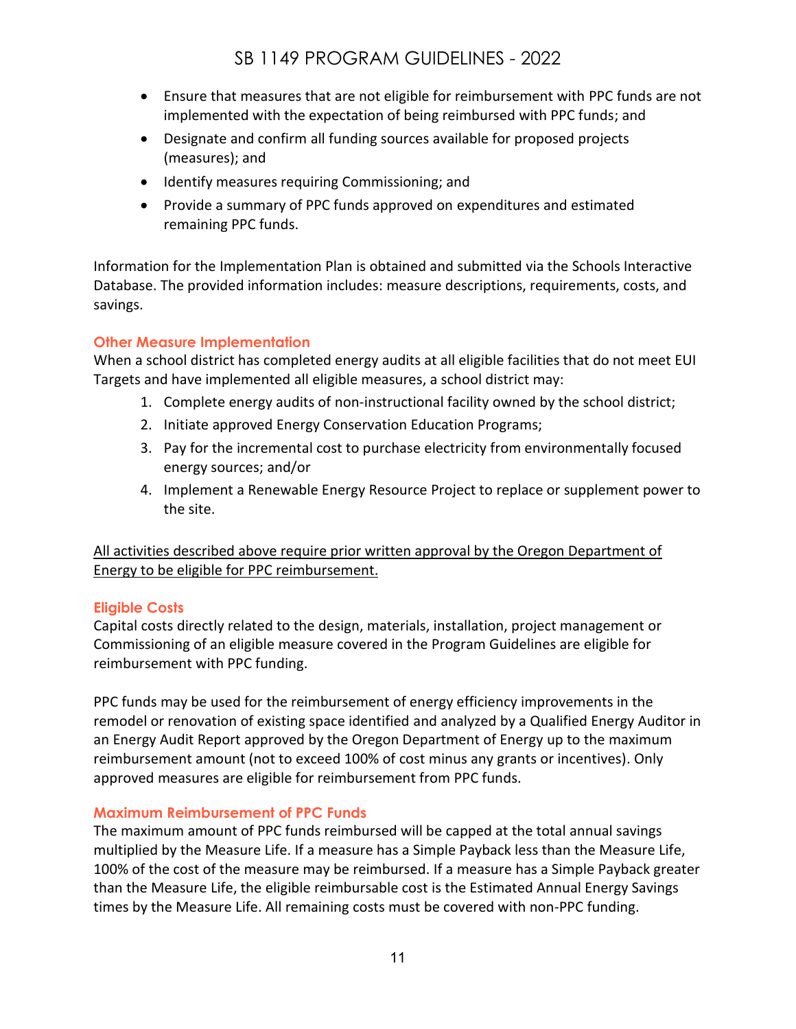- Ensure that measures that are not eligible for reimbursement with PPC funds are not implemented with the expectation of being reimbursed with PPC funds; and
- Designate and confirm all funding sources available for proposed projects (measures); and
- Identify measures requiring Commissioning; and
- Provide a summary of PPC funds approved on expenditures and estimated remaining PPC funds.

Information for the Implementation Plan is obtained and submitted via the Schools Interactive Database. The provided information includes: measure descriptions, requirements, costs, and savings.

### Other Measure Implementation

When a school district has completed energy audits at all eligible facilities that do not meet EUI Targets and have implemented all eligible measures, a school district may:

1. Complete energy audits of non-instructional facility owned by the school district;
2. Initiate approved Energy Conservation Education Programs;
3. Pay for the incremental cost to purchase electricity from environmentally focused energy sources; and/or
4. Implement a Renewable Energy Resource Project to replace or supplement power to the site.

<u>All activities described above require prior written approval by the Oregon Department of Energy to be eligible for PPC reimbursement.</u>

### Eligible Costs

Capital costs directly related to the design, materials, installation, project management or Commissioning of an eligible measure covered in the Program Guidelines are eligible for reimbursement with PPC funding.

PPC funds may be used for the reimbursement of energy efficiency improvements in the remodel or renovation of existing space identified and analyzed by a Qualified Energy Auditor in an Energy Audit Report approved by the Oregon Department of Energy up to the maximum reimbursement amount (not to exceed 100% of cost minus any grants or incentives). Only approved measures are eligible for reimbursement from PPC funds.

### Maximum Reimbursement of PPC Funds

The maximum amount of PPC funds reimbursed will be capped at the total annual savings multiplied by the Measure Life. If a measure has a Simple Payback less than the Measure Life, 100% of the cost of the measure may be reimbursed. If a measure has a Simple Payback greater than the Measure Life, the eligible reimbursable cost is the Estimated Annual Energy Savings times by the Measure Life. All remaining costs must be covered with non-PPC funding.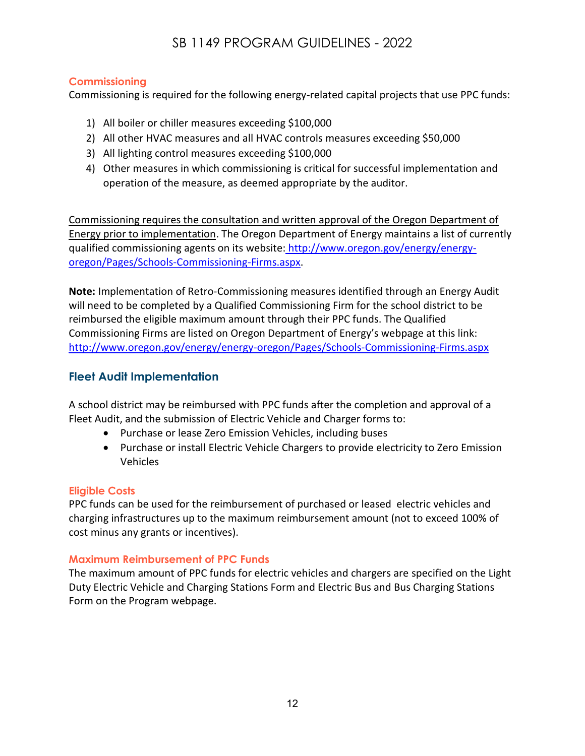### Commissioning

Commissioning is required for the following energy-related capital projects that use PPC funds:

1) All boiler or chiller measures exceeding $100,000
2) All other HVAC measures and all HVAC controls measures exceeding $50,000
3) All lighting control measures exceeding $100,000
4) Other measures in which commissioning is critical for successful implementation and operation of the measure, as deemed appropriate by the auditor.

<u>Commissioning requires the consultation and written approval of the Oregon Department of Energy prior to implementation</u>. The Oregon Department of Energy maintains a list of currently qualified commissioning agents on its website: http://www.oregon.gov/energy/energy-oregon/Pages/Schools-Commissioning-Firms.aspx.

**Note:** Implementation of Retro-Commissioning measures identified through an Energy Audit will need to be completed by a Qualified Commissioning Firm for the school district to be reimbursed the eligible maximum amount through their PPC funds. The Qualified Commissioning Firms are listed on Oregon Department of Energy's webpage at this link: http://www.oregon.gov/energy/energy-oregon/Pages/Schools-Commissioning-Firms.aspx

## Fleet Audit Implementation

A school district may be reimbursed with PPC funds after the completion and approval of a Fleet Audit, and the submission of Electric Vehicle and Charger forms to:

- Purchase or lease Zero Emission Vehicles, including buses
- Purchase or install Electric Vehicle Chargers to provide electricity to Zero Emission Vehicles

### Eligible Costs

PPC funds can be used for the reimbursement of purchased or leased electric vehicles and charging infrastructures up to the maximum reimbursement amount (not to exceed 100% of cost minus any grants or incentives).

### Maximum Reimbursement of PPC Funds

The maximum amount of PPC funds for electric vehicles and chargers are specified on the Light Duty Electric Vehicle and Charging Stations Form and Electric Bus and Bus Charging Stations Form on the Program webpage.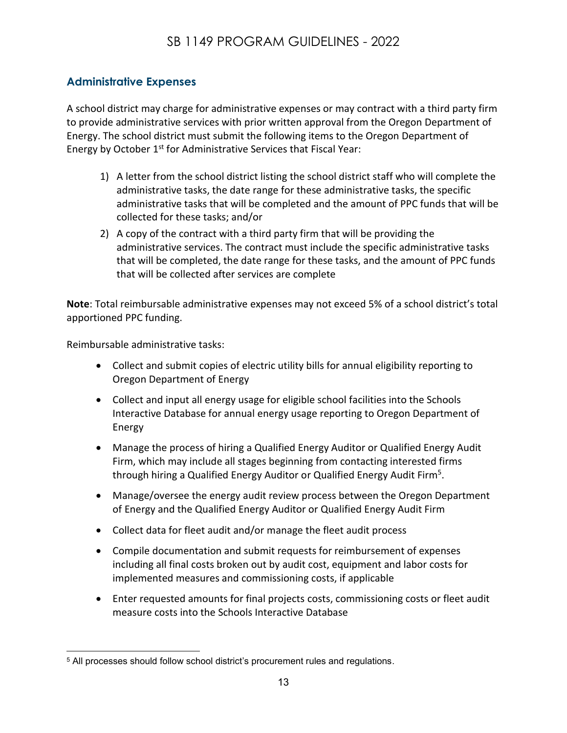## Administrative Expenses

A school district may charge for administrative expenses or may contract with a third party firm to provide administrative services with prior written approval from the Oregon Department of Energy. The school district must submit the following items to the Oregon Department of Energy by October 1st for Administrative Services that Fiscal Year:

1) A letter from the school district listing the school district staff who will complete the administrative tasks, the date range for these administrative tasks, the specific administrative tasks that will be completed and the amount of PPC funds that will be collected for these tasks; and/or
2) A copy of the contract with a third party firm that will be providing the administrative services. The contract must include the specific administrative tasks that will be completed, the date range for these tasks, and the amount of PPC funds that will be collected after services are complete

**Note**: Total reimbursable administrative expenses may not exceed 5% of a school district's total apportioned PPC funding.

Reimbursable administrative tasks:

- Collect and submit copies of electric utility bills for annual eligibility reporting to Oregon Department of Energy
- Collect and input all energy usage for eligible school facilities into the Schools Interactive Database for annual energy usage reporting to Oregon Department of Energy
- Manage the process of hiring a Qualified Energy Auditor or Qualified Energy Audit Firm, which may include all stages beginning from contacting interested firms through hiring a Qualified Energy Auditor or Qualified Energy Audit Firm[5].
- Manage/oversee the energy audit review process between the Oregon Department of Energy and the Qualified Energy Auditor or Qualified Energy Audit Firm
- Collect data for fleet audit and/or manage the fleet audit process
- Compile documentation and submit requests for reimbursement of expenses including all final costs broken out by audit cost, equipment and labor costs for implemented measures and commissioning costs, if applicable
- Enter requested amounts for final projects costs, commissioning costs or fleet audit measure costs into the Schools Interactive Database

[5] All processes should follow school district's procurement rules and regulations.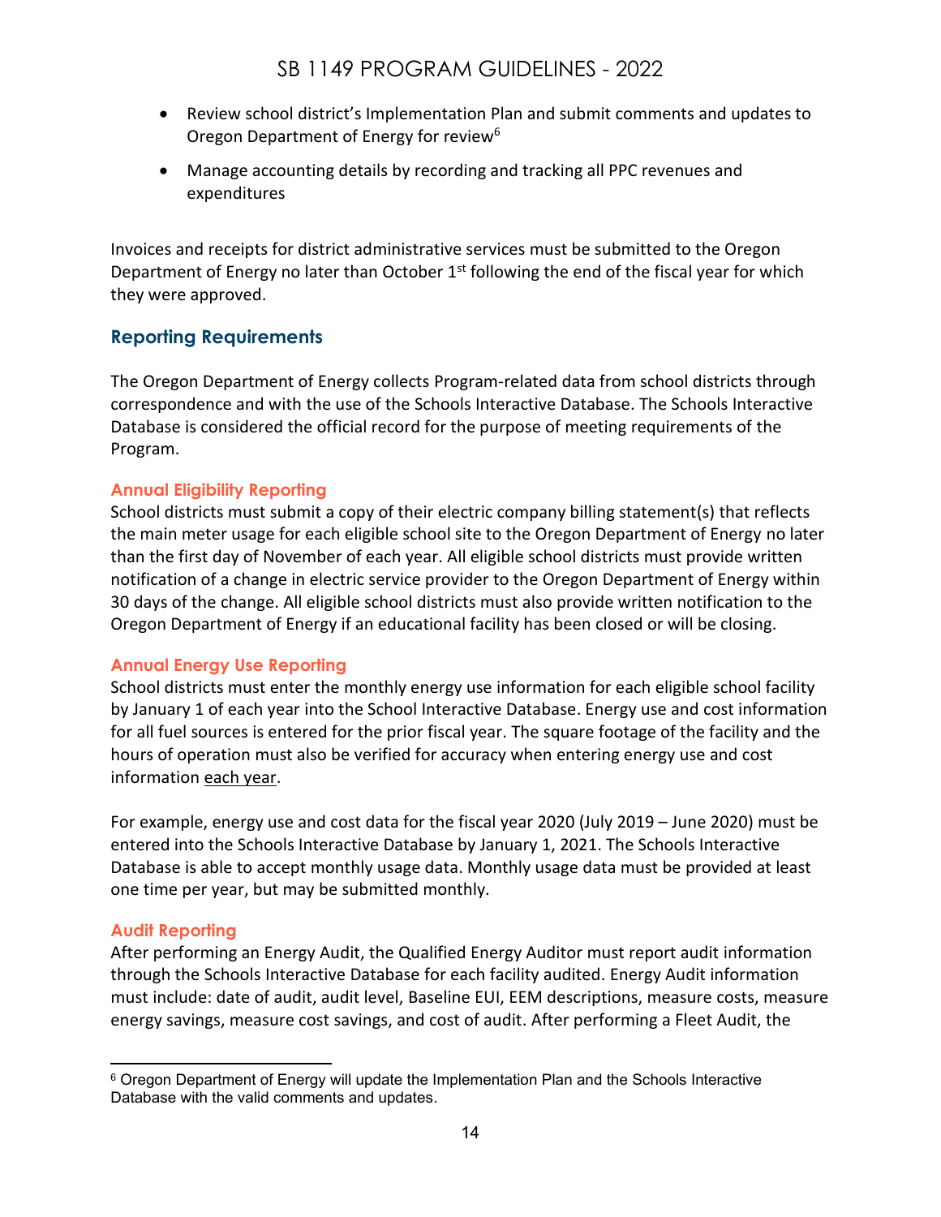- Review school district's Implementation Plan and submit comments and updates to Oregon Department of Energy for review[6]
- Manage accounting details by recording and tracking all PPC revenues and expenditures

Invoices and receipts for district administrative services must be submitted to the Oregon Department of Energy no later than October 1st following the end of the fiscal year for which they were approved.

## Reporting Requirements

The Oregon Department of Energy collects Program-related data from school districts through correspondence and with the use of the Schools Interactive Database. The Schools Interactive Database is considered the official record for the purpose of meeting requirements of the Program.

### Annual Eligibility Reporting

School districts must submit a copy of their electric company billing statement(s) that reflects the main meter usage for each eligible school site to the Oregon Department of Energy no later than the first day of November of each year. All eligible school districts must provide written notification of a change in electric service provider to the Oregon Department of Energy within 30 days of the change. All eligible school districts must also provide written notification to the Oregon Department of Energy if an educational facility has been closed or will be closing.

### Annual Energy Use Reporting

School districts must enter the monthly energy use information for each eligible school facility by January 1 of each year into the School Interactive Database. Energy use and cost information for all fuel sources is entered for the prior fiscal year. The square footage of the facility and the hours of operation must also be verified for accuracy when entering energy use and cost information each year.

For example, energy use and cost data for the fiscal year 2020 (July 2019 – June 2020) must be entered into the Schools Interactive Database by January 1, 2021. The Schools Interactive Database is able to accept monthly usage data. Monthly usage data must be provided at least one time per year, but may be submitted monthly.

### Audit Reporting

After performing an Energy Audit, the Qualified Energy Auditor must report audit information through the Schools Interactive Database for each facility audited. Energy Audit information must include: date of audit, audit level, Baseline EUI, EEM descriptions, measure costs, measure energy savings, measure cost savings, and cost of audit. After performing a Fleet Audit, the

---

[6] Oregon Department of Energy will update the Implementation Plan and the Schools Interactive Database with the valid comments and updates.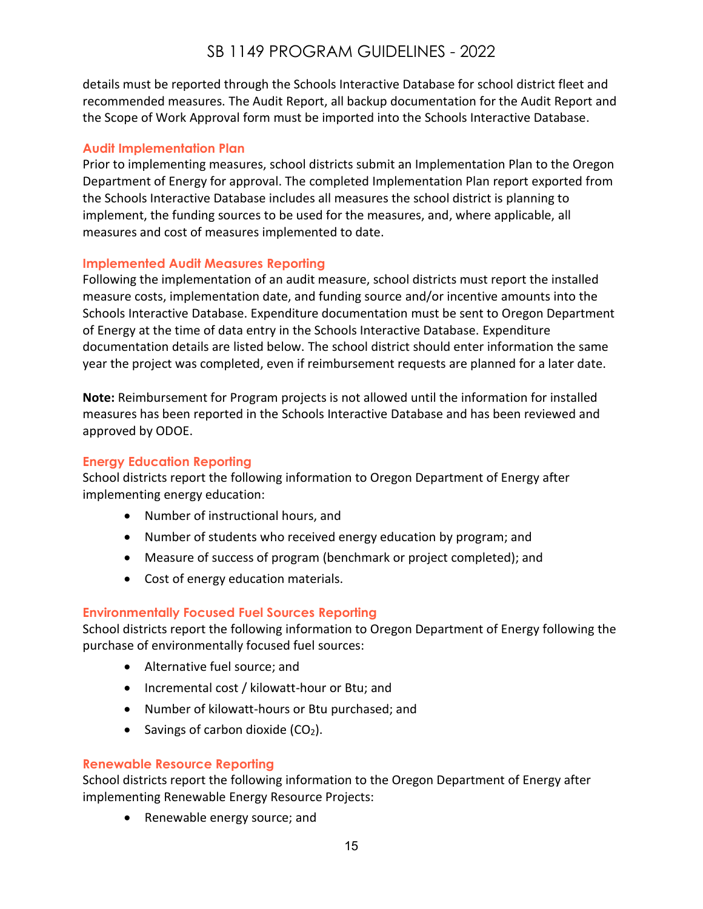details must be reported through the Schools Interactive Database for school district fleet and recommended measures. The Audit Report, all backup documentation for the Audit Report and the Scope of Work Approval form must be imported into the Schools Interactive Database.

### Audit Implementation Plan

Prior to implementing measures, school districts submit an Implementation Plan to the Oregon Department of Energy for approval. The completed Implementation Plan report exported from the Schools Interactive Database includes all measures the school district is planning to implement, the funding sources to be used for the measures, and, where applicable, all measures and cost of measures implemented to date.

### Implemented Audit Measures Reporting

Following the implementation of an audit measure, school districts must report the installed measure costs, implementation date, and funding source and/or incentive amounts into the Schools Interactive Database. Expenditure documentation must be sent to Oregon Department of Energy at the time of data entry in the Schools Interactive Database. Expenditure documentation details are listed below. The school district should enter information the same year the project was completed, even if reimbursement requests are planned for a later date.

**Note:** Reimbursement for Program projects is not allowed until the information for installed measures has been reported in the Schools Interactive Database and has been reviewed and approved by ODOE.

### Energy Education Reporting

School districts report the following information to Oregon Department of Energy after implementing energy education:

- Number of instructional hours, and
- Number of students who received energy education by program; and
- Measure of success of program (benchmark or project completed); and
- Cost of energy education materials.

### Environmentally Focused Fuel Sources Reporting

School districts report the following information to Oregon Department of Energy following the purchase of environmentally focused fuel sources:

- Alternative fuel source; and
- Incremental cost / kilowatt-hour or Btu; and
- Number of kilowatt-hours or Btu purchased; and
- Savings of carbon dioxide ($CO_2$).

### Renewable Resource Reporting

School districts report the following information to the Oregon Department of Energy after implementing Renewable Energy Resource Projects:

- Renewable energy source; and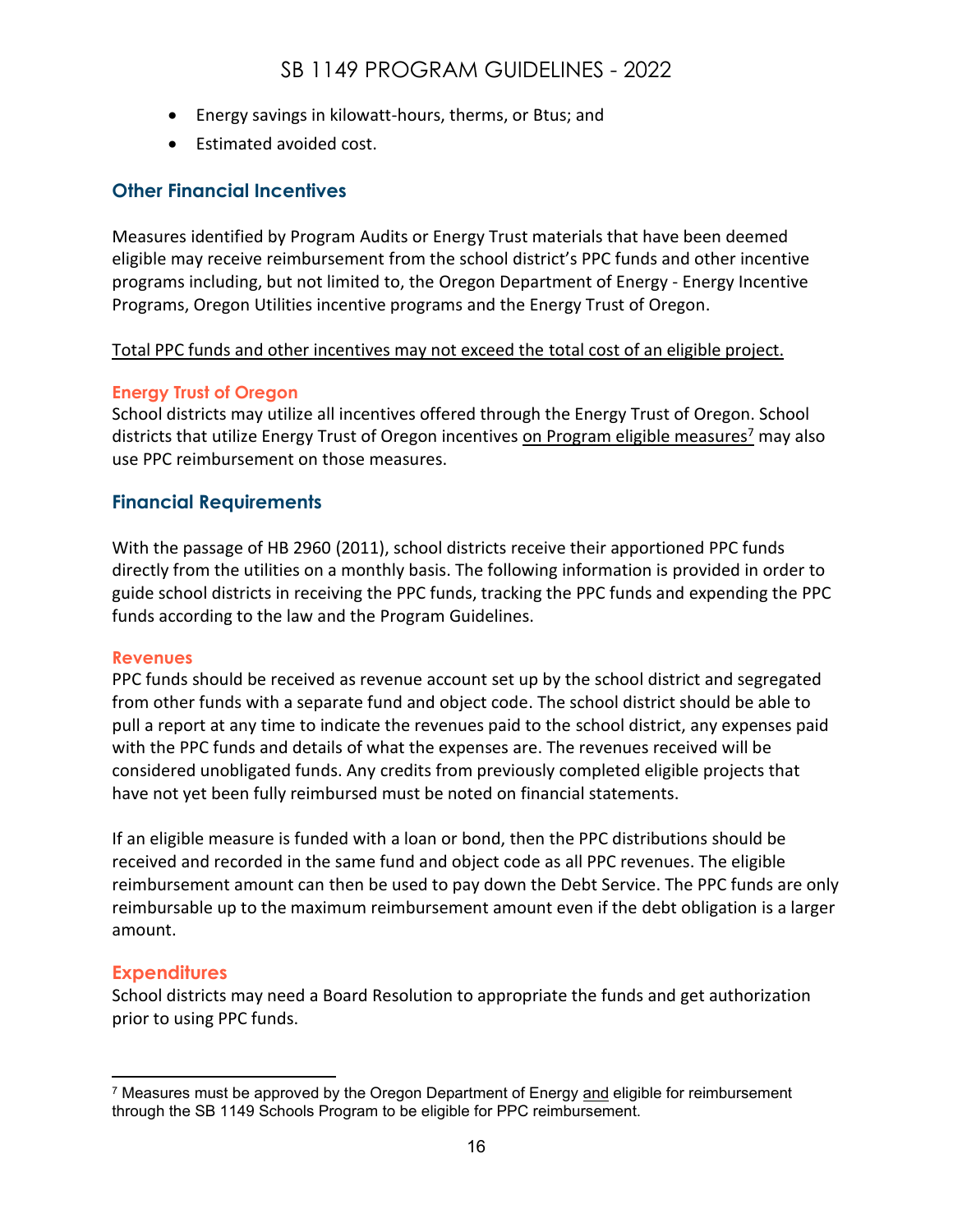- Energy savings in kilowatt-hours, therms, or Btus; and
- Estimated avoided cost.

## Other Financial Incentives

Measures identified by Program Audits or Energy Trust materials that have been deemed eligible may receive reimbursement from the school district's PPC funds and other incentive programs including, but not limited to, the Oregon Department of Energy - Energy Incentive Programs, Oregon Utilities incentive programs and the Energy Trust of Oregon.

<u>Total PPC funds and other incentives may not exceed the total cost of an eligible project.</u>

### Energy Trust of Oregon

School districts may utilize all incentives offered through the Energy Trust of Oregon. School districts that utilize Energy Trust of Oregon incentives <u>on Program eligible measures</u>[7] may also use PPC reimbursement on those measures.

## Financial Requirements

With the passage of HB 2960 (2011), school districts receive their apportioned PPC funds directly from the utilities on a monthly basis. The following information is provided in order to guide school districts in receiving the PPC funds, tracking the PPC funds and expending the PPC funds according to the law and the Program Guidelines.

### Revenues

PPC funds should be received as revenue account set up by the school district and segregated from other funds with a separate fund and object code. The school district should be able to pull a report at any time to indicate the revenues paid to the school district, any expenses paid with the PPC funds and details of what the expenses are. The revenues received will be considered unobligated funds. Any credits from previously completed eligible projects that have not yet been fully reimbursed must be noted on financial statements.

If an eligible measure is funded with a loan or bond, then the PPC distributions should be received and recorded in the same fund and object code as all PPC revenues. The eligible reimbursement amount can then be used to pay down the Debt Service. The PPC funds are only reimbursable up to the maximum reimbursement amount even if the debt obligation is a larger amount.

### Expenditures

School districts may need a Board Resolution to appropriate the funds and get authorization prior to using PPC funds.

---

[7] Measures must be approved by the Oregon Department of Energy <u>and</u> eligible for reimbursement through the SB 1149 Schools Program to be eligible for PPC reimbursement.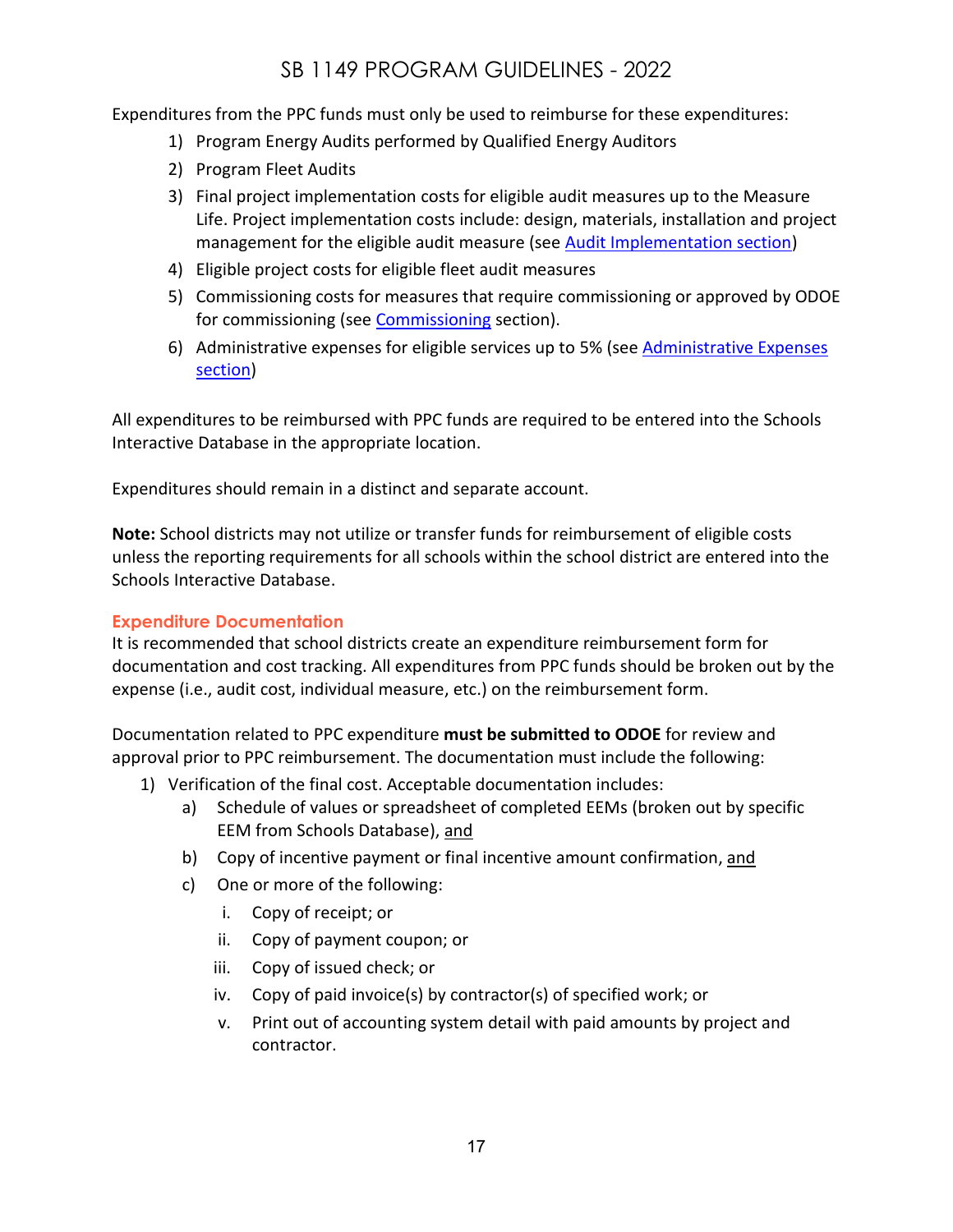Expenditures from the PPC funds must only be used to reimburse for these expenditures:

1) Program Energy Audits performed by Qualified Energy Auditors
2) Program Fleet Audits
3) Final project implementation costs for eligible audit measures up to the Measure Life. Project implementation costs include: design, materials, installation and project management for the eligible audit measure (see Audit Implementation section)
4) Eligible project costs for eligible fleet audit measures
5) Commissioning costs for measures that require commissioning or approved by ODOE for commissioning (see Commissioning section).
6) Administrative expenses for eligible services up to 5% (see Administrative Expenses section)

All expenditures to be reimbursed with PPC funds are required to be entered into the Schools Interactive Database in the appropriate location.

Expenditures should remain in a distinct and separate account.

**Note:** School districts may not utilize or transfer funds for reimbursement of eligible costs unless the reporting requirements for all schools within the school district are entered into the Schools Interactive Database.

### Expenditure Documentation

It is recommended that school districts create an expenditure reimbursement form for documentation and cost tracking. All expenditures from PPC funds should be broken out by the expense (i.e., audit cost, individual measure, etc.) on the reimbursement form.

Documentation related to PPC expenditure **must be submitted to ODOE** for review and approval prior to PPC reimbursement. The documentation must include the following:

1) Verification of the final cost. Acceptable documentation includes:
   a) Schedule of values or spreadsheet of completed EEMs (broken out by specific EEM from Schools Database), and
   b) Copy of incentive payment or final incentive amount confirmation, and
   c) One or more of the following:
      i. Copy of receipt; or
      ii. Copy of payment coupon; or
      iii. Copy of issued check; or
      iv. Copy of paid invoice(s) by contractor(s) of specified work; or
      v. Print out of accounting system detail with paid amounts by project and contractor.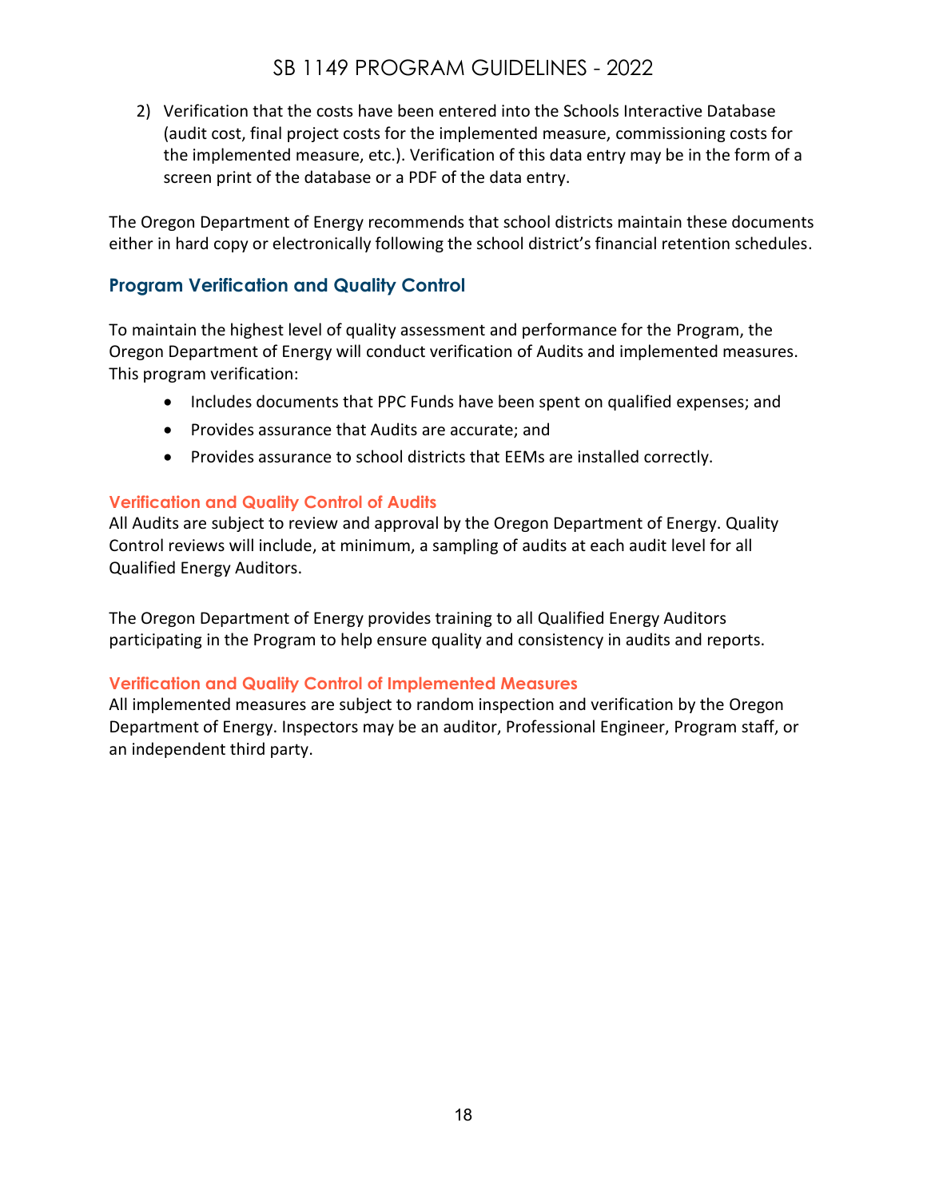2) Verification that the costs have been entered into the Schools Interactive Database (audit cost, final project costs for the implemented measure, commissioning costs for the implemented measure, etc.). Verification of this data entry may be in the form of a screen print of the database or a PDF of the data entry.

The Oregon Department of Energy recommends that school districts maintain these documents either in hard copy or electronically following the school district's financial retention schedules.

## Program Verification and Quality Control

To maintain the highest level of quality assessment and performance for the Program, the Oregon Department of Energy will conduct verification of Audits and implemented measures. This program verification:

- Includes documents that PPC Funds have been spent on qualified expenses; and
- Provides assurance that Audits are accurate; and
- Provides assurance to school districts that EEMs are installed correctly.

### Verification and Quality Control of Audits

All Audits are subject to review and approval by the Oregon Department of Energy. Quality Control reviews will include, at minimum, a sampling of audits at each audit level for all Qualified Energy Auditors.

The Oregon Department of Energy provides training to all Qualified Energy Auditors participating in the Program to help ensure quality and consistency in audits and reports.

### Verification and Quality Control of Implemented Measures

All implemented measures are subject to random inspection and verification by the Oregon Department of Energy. Inspectors may be an auditor, Professional Engineer, Program staff, or an independent third party.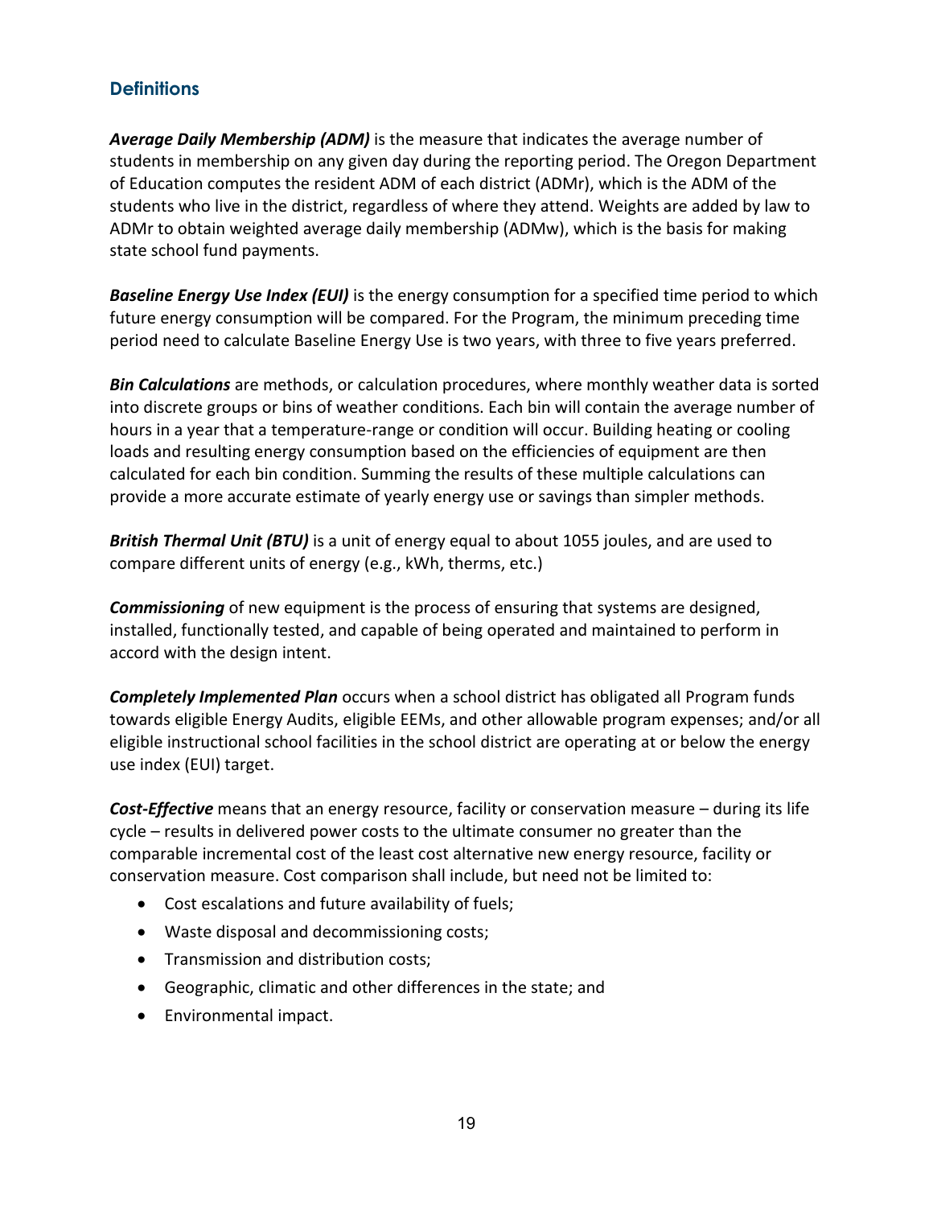## Definitions

***Average Daily Membership (ADM)*** is the measure that indicates the average number of students in membership on any given day during the reporting period. The Oregon Department of Education computes the resident ADM of each district (ADMr), which is the ADM of the students who live in the district, regardless of where they attend. Weights are added by law to ADMr to obtain weighted average daily membership (ADMw), which is the basis for making state school fund payments.

***Baseline Energy Use Index (EUI)*** is the energy consumption for a specified time period to which future energy consumption will be compared. For the Program, the minimum preceding time period need to calculate Baseline Energy Use is two years, with three to five years preferred.

***Bin Calculations*** are methods, or calculation procedures, where monthly weather data is sorted into discrete groups or bins of weather conditions. Each bin will contain the average number of hours in a year that a temperature-range or condition will occur. Building heating or cooling loads and resulting energy consumption based on the efficiencies of equipment are then calculated for each bin condition. Summing the results of these multiple calculations can provide a more accurate estimate of yearly energy use or savings than simpler methods.

***British Thermal Unit (BTU)*** is a unit of energy equal to about 1055 joules, and are used to compare different units of energy (e.g., kWh, therms, etc.)

***Commissioning*** of new equipment is the process of ensuring that systems are designed, installed, functionally tested, and capable of being operated and maintained to perform in accord with the design intent.

***Completely Implemented Plan*** occurs when a school district has obligated all Program funds towards eligible Energy Audits, eligible EEMs, and other allowable program expenses; and/or all eligible instructional school facilities in the school district are operating at or below the energy use index (EUI) target.

***Cost-Effective*** means that an energy resource, facility or conservation measure – during its life cycle – results in delivered power costs to the ultimate consumer no greater than the comparable incremental cost of the least cost alternative new energy resource, facility or conservation measure. Cost comparison shall include, but need not be limited to:

- Cost escalations and future availability of fuels;
- Waste disposal and decommissioning costs;
- Transmission and distribution costs;
- Geographic, climatic and other differences in the state; and
- Environmental impact.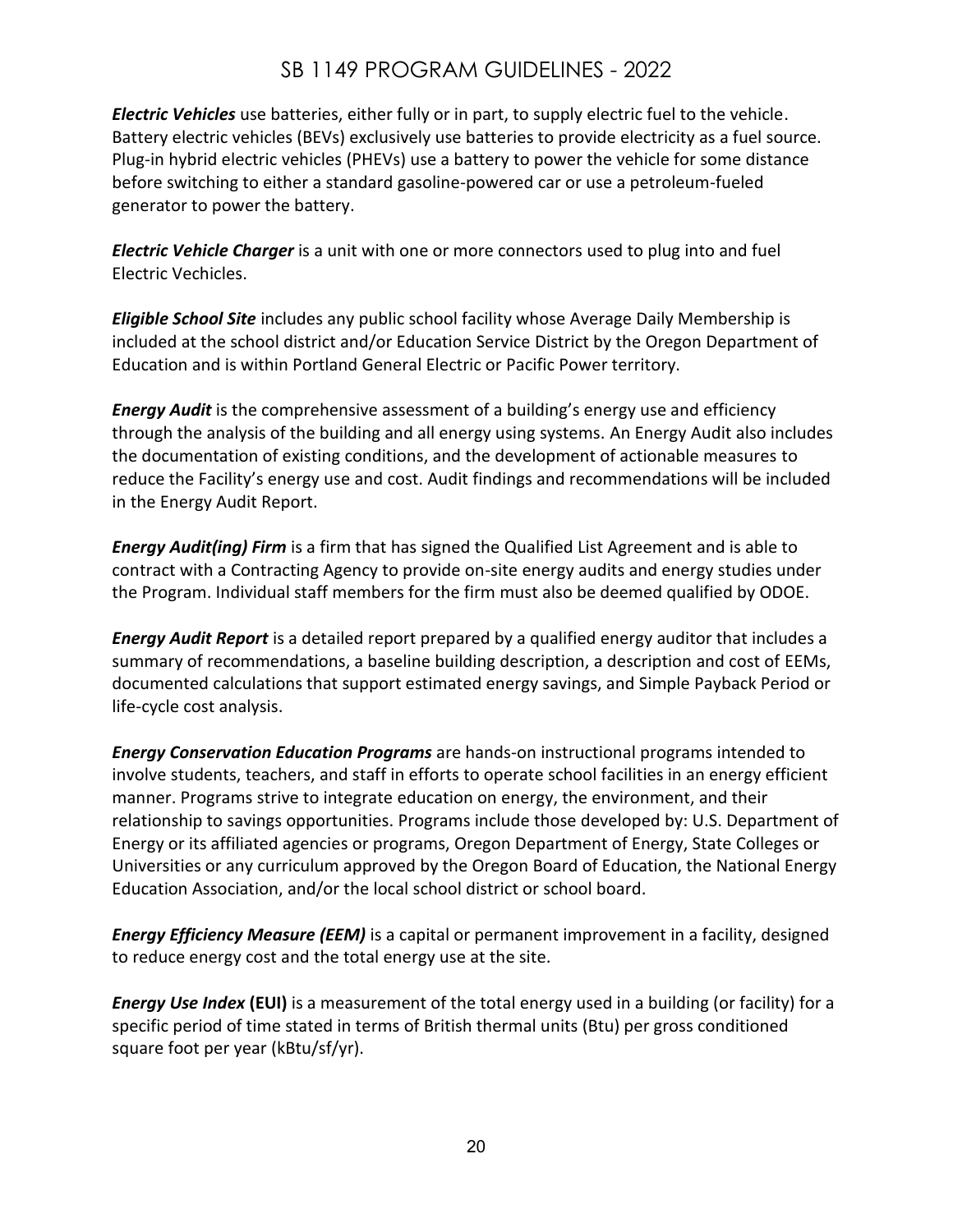***Electric Vehicles*** use batteries, either fully or in part, to supply electric fuel to the vehicle. Battery electric vehicles (BEVs) exclusively use batteries to provide electricity as a fuel source. Plug-in hybrid electric vehicles (PHEVs) use a battery to power the vehicle for some distance before switching to either a standard gasoline-powered car or use a petroleum-fueled generator to power the battery.

***Electric Vehicle Charger*** is a unit with one or more connectors used to plug into and fuel Electric Vechicles.

***Eligible School Site*** includes any public school facility whose Average Daily Membership is included at the school district and/or Education Service District by the Oregon Department of Education and is within Portland General Electric or Pacific Power territory.

***Energy Audit*** is the comprehensive assessment of a building's energy use and efficiency through the analysis of the building and all energy using systems. An Energy Audit also includes the documentation of existing conditions, and the development of actionable measures to reduce the Facility's energy use and cost. Audit findings and recommendations will be included in the Energy Audit Report.

***Energy Audit(ing) Firm*** is a firm that has signed the Qualified List Agreement and is able to contract with a Contracting Agency to provide on-site energy audits and energy studies under the Program. Individual staff members for the firm must also be deemed qualified by ODOE.

***Energy Audit Report*** is a detailed report prepared by a qualified energy auditor that includes a summary of recommendations, a baseline building description, a description and cost of EEMs, documented calculations that support estimated energy savings, and Simple Payback Period or life-cycle cost analysis.

***Energy Conservation Education Programs*** are hands-on instructional programs intended to involve students, teachers, and staff in efforts to operate school facilities in an energy efficient manner. Programs strive to integrate education on energy, the environment, and their relationship to savings opportunities. Programs include those developed by: U.S. Department of Energy or its affiliated agencies or programs, Oregon Department of Energy, State Colleges or Universities or any curriculum approved by the Oregon Board of Education, the National Energy Education Association, and/or the local school district or school board.

***Energy Efficiency Measure (EEM)*** is a capital or permanent improvement in a facility, designed to reduce energy cost and the total energy use at the site.

***Energy Use Index*** **(EUI)** is a measurement of the total energy used in a building (or facility) for a specific period of time stated in terms of British thermal units (Btu) per gross conditioned square foot per year (kBtu/sf/yr).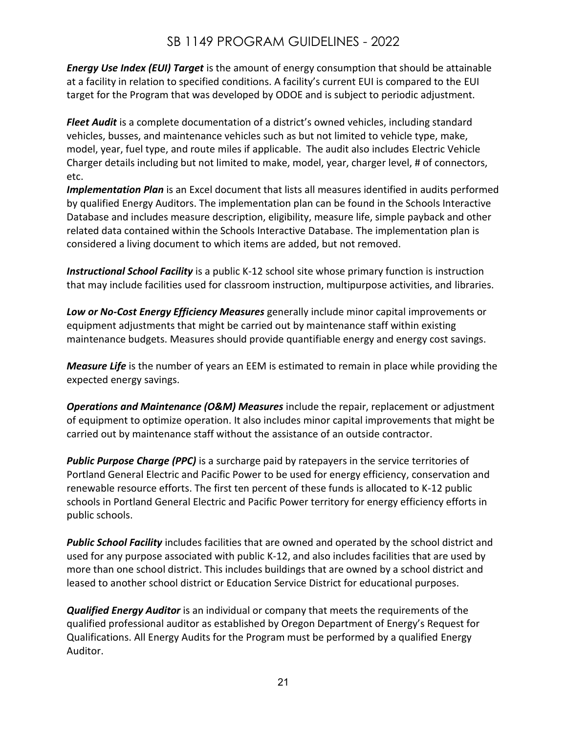***Energy Use Index (EUI) Target*** is the amount of energy consumption that should be attainable at a facility in relation to specified conditions. A facility's current EUI is compared to the EUI target for the Program that was developed by ODOE and is subject to periodic adjustment.

***Fleet Audit*** is a complete documentation of a district's owned vehicles, including standard vehicles, busses, and maintenance vehicles such as but not limited to vehicle type, make, model, year, fuel type, and route miles if applicable. The audit also includes Electric Vehicle Charger details including but not limited to make, model, year, charger level, # of connectors, etc.

***Implementation Plan*** is an Excel document that lists all measures identified in audits performed by qualified Energy Auditors. The implementation plan can be found in the Schools Interactive Database and includes measure description, eligibility, measure life, simple payback and other related data contained within the Schools Interactive Database. The implementation plan is considered a living document to which items are added, but not removed.

***Instructional School Facility*** is a public K-12 school site whose primary function is instruction that may include facilities used for classroom instruction, multipurpose activities, and libraries.

***Low or No-Cost Energy Efficiency Measures*** generally include minor capital improvements or equipment adjustments that might be carried out by maintenance staff within existing maintenance budgets. Measures should provide quantifiable energy and energy cost savings.

***Measure Life*** is the number of years an EEM is estimated to remain in place while providing the expected energy savings.

***Operations and Maintenance (O&M) Measures*** include the repair, replacement or adjustment of equipment to optimize operation. It also includes minor capital improvements that might be carried out by maintenance staff without the assistance of an outside contractor.

***Public Purpose Charge (PPC)*** is a surcharge paid by ratepayers in the service territories of Portland General Electric and Pacific Power to be used for energy efficiency, conservation and renewable resource efforts. The first ten percent of these funds is allocated to K-12 public schools in Portland General Electric and Pacific Power territory for energy efficiency efforts in public schools.

***Public School Facility*** includes facilities that are owned and operated by the school district and used for any purpose associated with public K-12, and also includes facilities that are used by more than one school district. This includes buildings that are owned by a school district and leased to another school district or Education Service District for educational purposes.

***Qualified Energy Auditor*** is an individual or company that meets the requirements of the qualified professional auditor as established by Oregon Department of Energy's Request for Qualifications. All Energy Audits for the Program must be performed by a qualified Energy Auditor.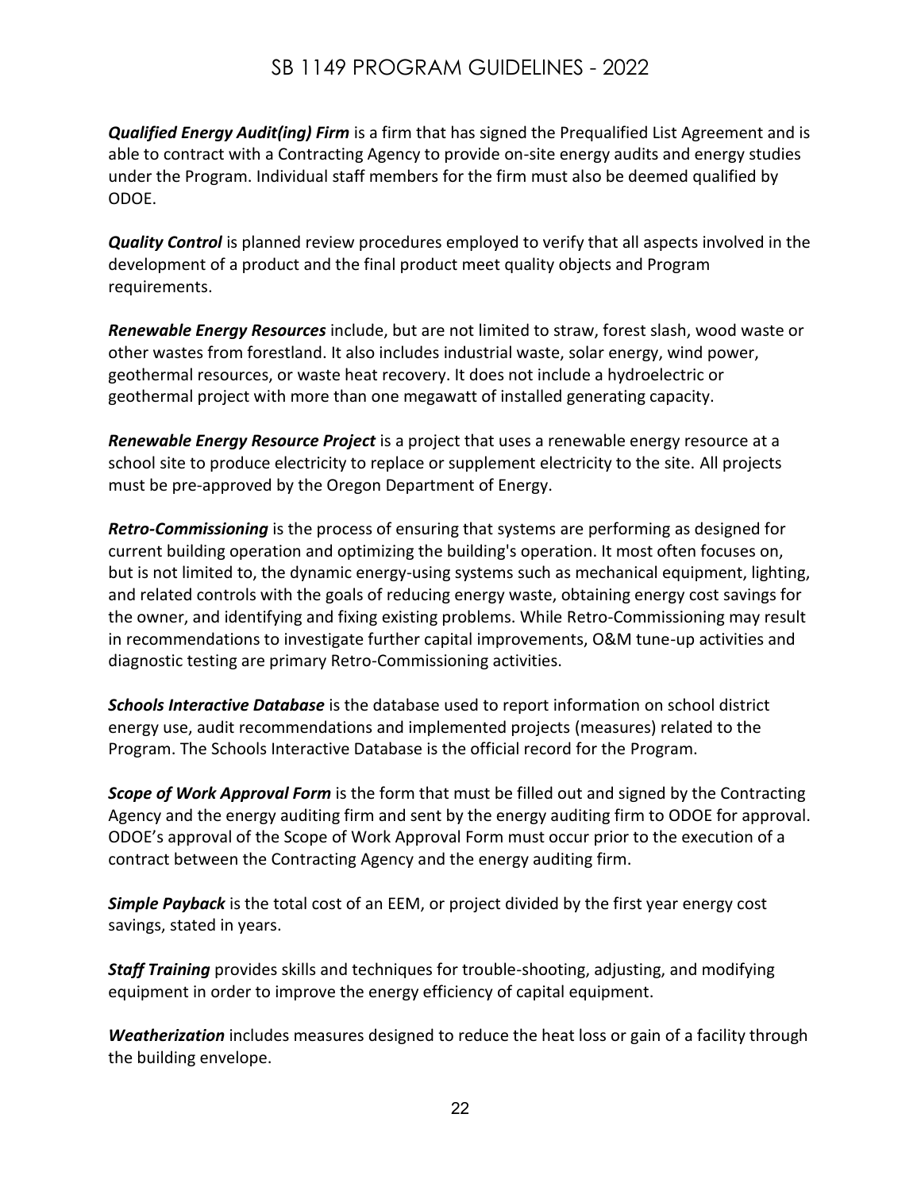***Qualified Energy Audit(ing) Firm*** is a firm that has signed the Prequalified List Agreement and is able to contract with a Contracting Agency to provide on-site energy audits and energy studies under the Program. Individual staff members for the firm must also be deemed qualified by ODOE.

***Quality Control*** is planned review procedures employed to verify that all aspects involved in the development of a product and the final product meet quality objects and Program requirements.

***Renewable Energy Resources*** include, but are not limited to straw, forest slash, wood waste or other wastes from forestland. It also includes industrial waste, solar energy, wind power, geothermal resources, or waste heat recovery. It does not include a hydroelectric or geothermal project with more than one megawatt of installed generating capacity.

***Renewable Energy Resource Project*** is a project that uses a renewable energy resource at a school site to produce electricity to replace or supplement electricity to the site. All projects must be pre-approved by the Oregon Department of Energy.

***Retro-Commissioning*** is the process of ensuring that systems are performing as designed for current building operation and optimizing the building's operation. It most often focuses on, but is not limited to, the dynamic energy-using systems such as mechanical equipment, lighting, and related controls with the goals of reducing energy waste, obtaining energy cost savings for the owner, and identifying and fixing existing problems. While Retro-Commissioning may result in recommendations to investigate further capital improvements, O&M tune-up activities and diagnostic testing are primary Retro-Commissioning activities.

***Schools Interactive Database*** is the database used to report information on school district energy use, audit recommendations and implemented projects (measures) related to the Program. The Schools Interactive Database is the official record for the Program.

***Scope of Work Approval Form*** is the form that must be filled out and signed by the Contracting Agency and the energy auditing firm and sent by the energy auditing firm to ODOE for approval. ODOE's approval of the Scope of Work Approval Form must occur prior to the execution of a contract between the Contracting Agency and the energy auditing firm.

***Simple Payback*** is the total cost of an EEM, or project divided by the first year energy cost savings, stated in years.

***Staff Training*** provides skills and techniques for trouble-shooting, adjusting, and modifying equipment in order to improve the energy efficiency of capital equipment.

***Weatherization*** includes measures designed to reduce the heat loss or gain of a facility through the building envelope.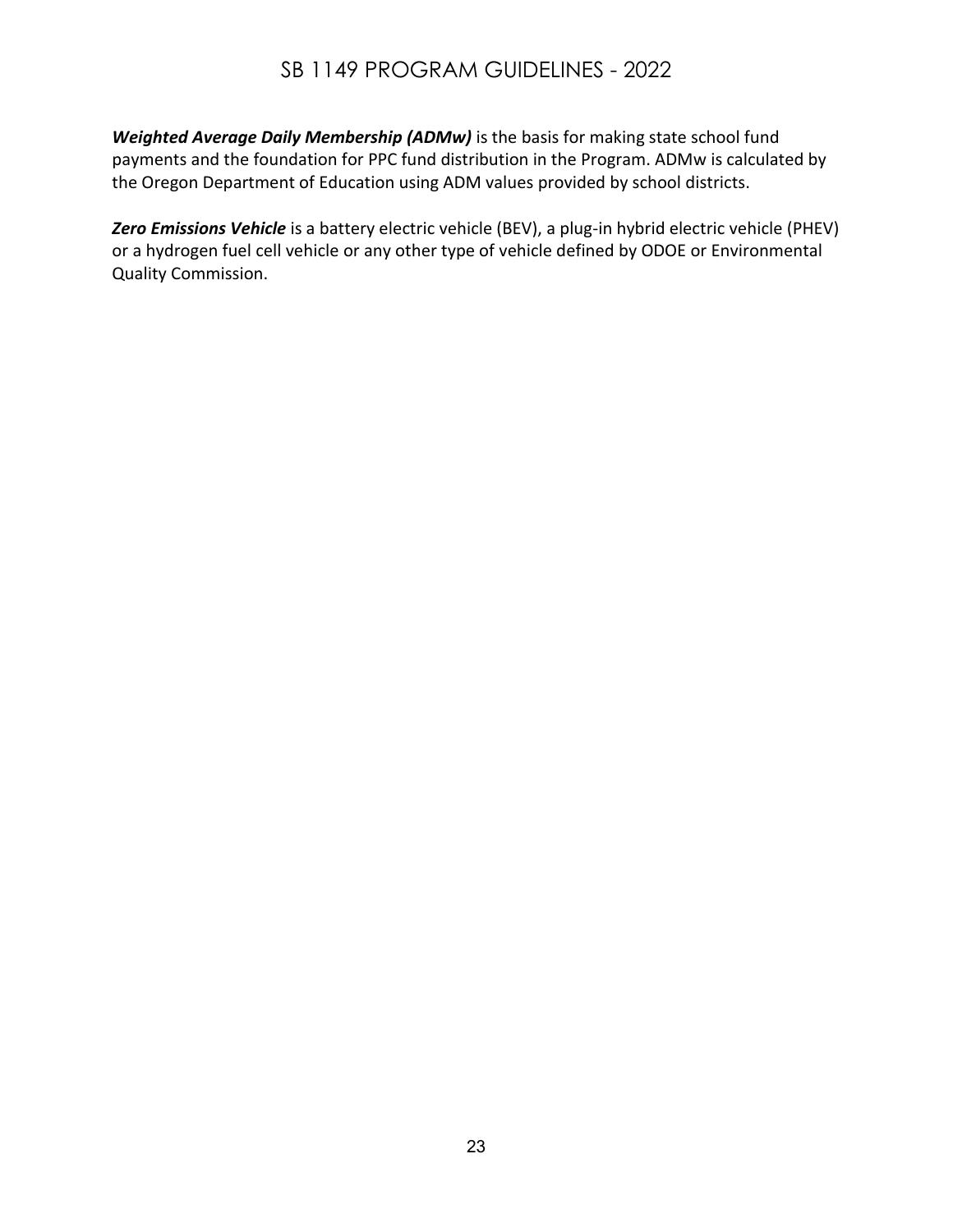***Weighted Average Daily Membership (ADMw)*** is the basis for making state school fund payments and the foundation for PPC fund distribution in the Program. ADMw is calculated by the Oregon Department of Education using ADM values provided by school districts.

***Zero Emissions Vehicle*** is a battery electric vehicle (BEV), a plug-in hybrid electric vehicle (PHEV) or a hydrogen fuel cell vehicle or any other type of vehicle defined by ODOE or Environmental Quality Commission.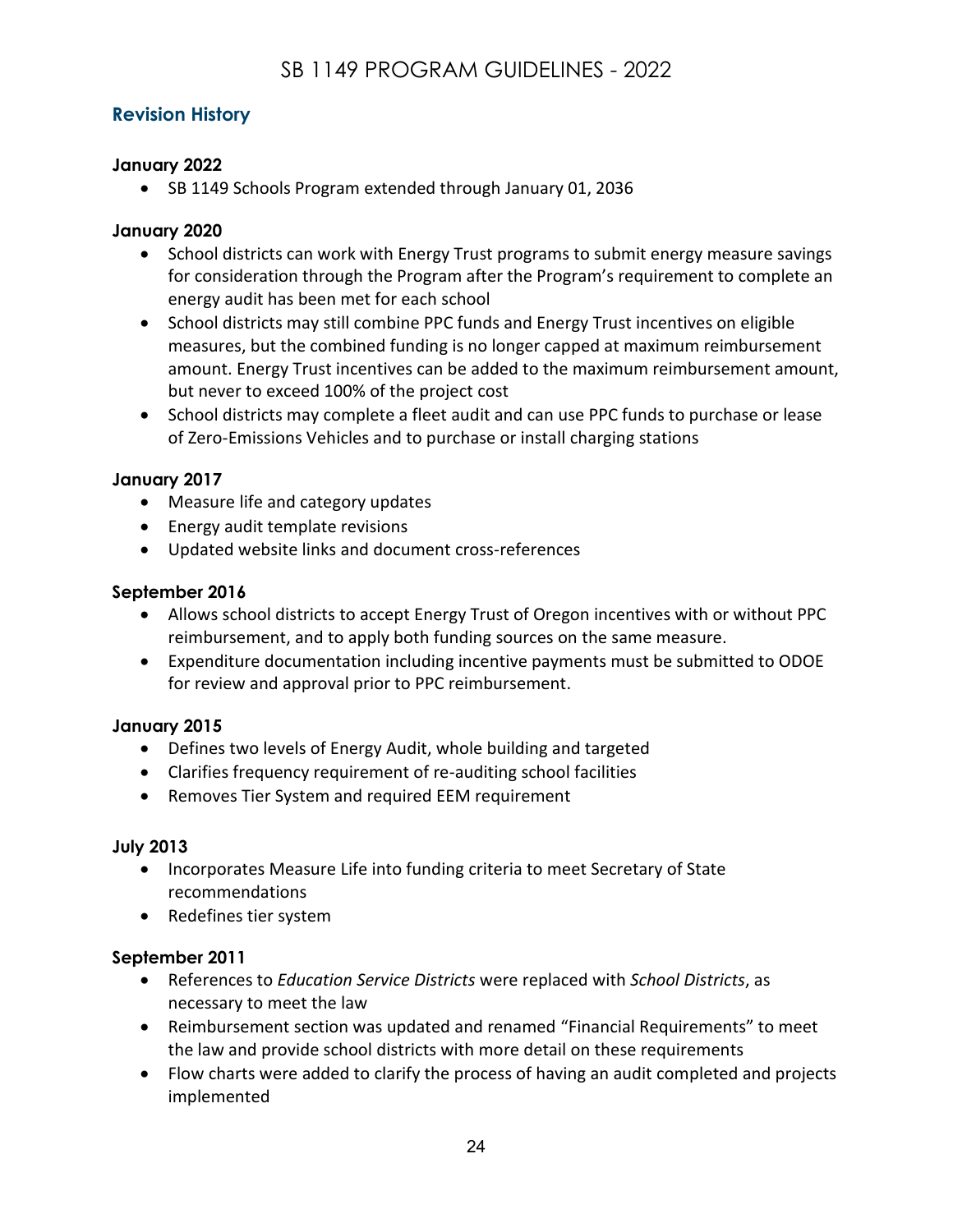## Revision History

### January 2022

- SB 1149 Schools Program extended through January 01, 2036

### January 2020

- School districts can work with Energy Trust programs to submit energy measure savings for consideration through the Program after the Program's requirement to complete an energy audit has been met for each school
- School districts may still combine PPC funds and Energy Trust incentives on eligible measures, but the combined funding is no longer capped at maximum reimbursement amount. Energy Trust incentives can be added to the maximum reimbursement amount, but never to exceed 100% of the project cost
- School districts may complete a fleet audit and can use PPC funds to purchase or lease of Zero-Emissions Vehicles and to purchase or install charging stations

### January 2017

- Measure life and category updates
- Energy audit template revisions
- Updated website links and document cross-references

### September 2016

- Allows school districts to accept Energy Trust of Oregon incentives with or without PPC reimbursement, and to apply both funding sources on the same measure.
- Expenditure documentation including incentive payments must be submitted to ODOE for review and approval prior to PPC reimbursement.

### January 2015

- Defines two levels of Energy Audit, whole building and targeted
- Clarifies frequency requirement of re-auditing school facilities
- Removes Tier System and required EEM requirement

### July 2013

- Incorporates Measure Life into funding criteria to meet Secretary of State recommendations
- Redefines tier system

### September 2011

- References to *Education Service Districts* were replaced with *School Districts*, as necessary to meet the law
- Reimbursement section was updated and renamed "Financial Requirements" to meet the law and provide school districts with more detail on these requirements
- Flow charts were added to clarify the process of having an audit completed and projects implemented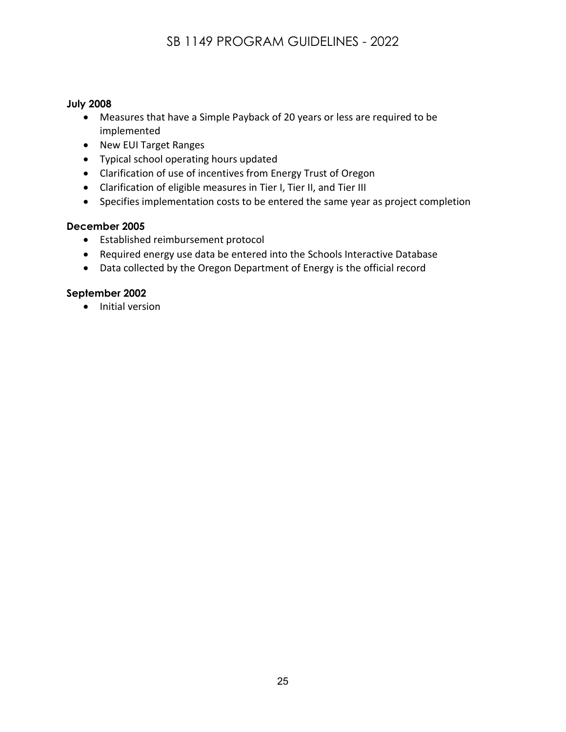**July 2008**

- Measures that have a Simple Payback of 20 years or less are required to be implemented
- New EUI Target Ranges
- Typical school operating hours updated
- Clarification of use of incentives from Energy Trust of Oregon
- Clarification of eligible measures in Tier I, Tier II, and Tier III
- Specifies implementation costs to be entered the same year as project completion

**December 2005**

- Established reimbursement protocol
- Required energy use data be entered into the Schools Interactive Database
- Data collected by the Oregon Department of Energy is the official record

**September 2002**

- Initial version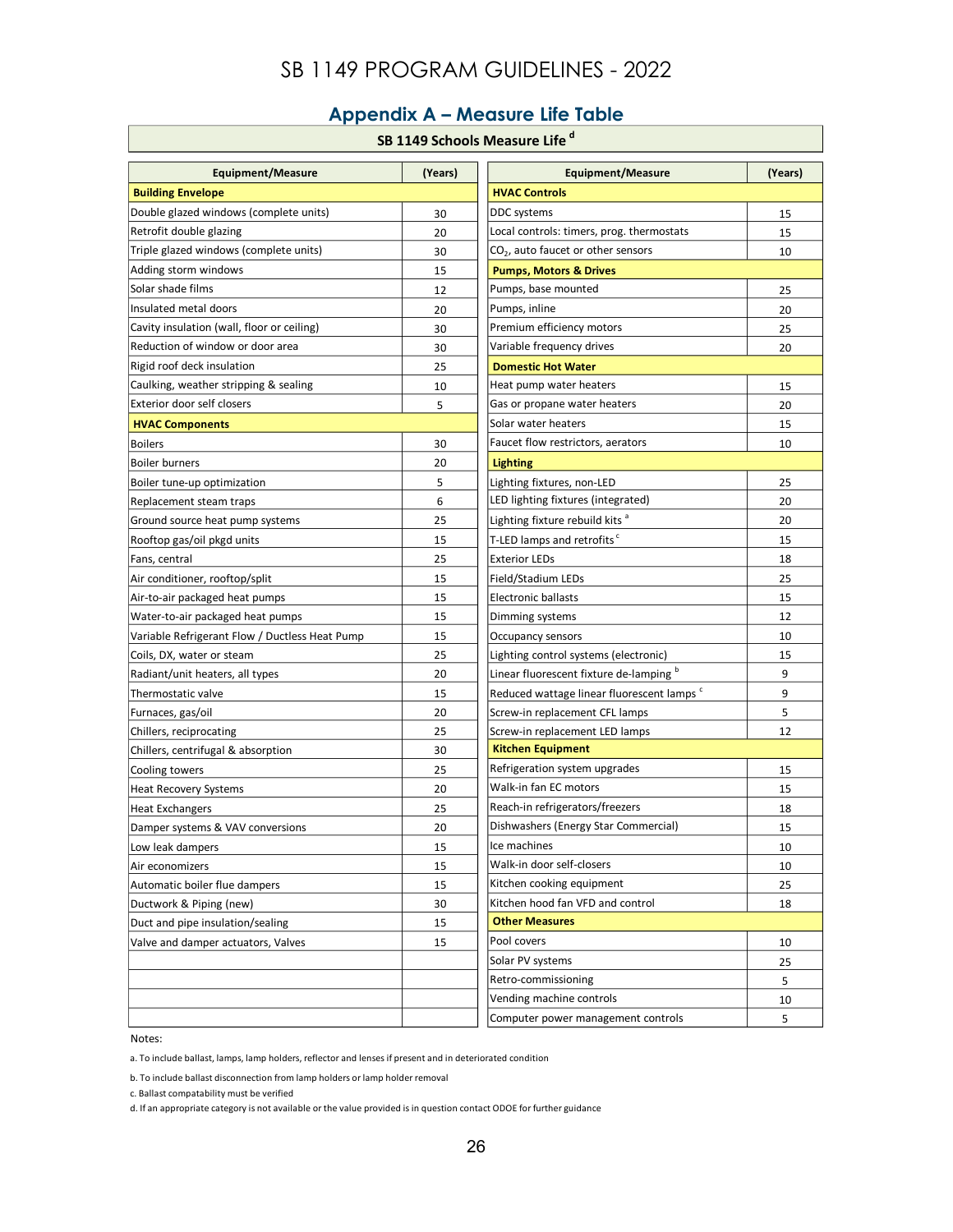# SB 1149 PROGRAM GUIDELINES - 2022

## Appendix A – Measure Life Table

**SB 1149 Schools Measure Life [d]**

| Equipment/Measure | (Years) |
|---|---|
| **Building Envelope** | |
| Double glazed windows (complete units) | 30 |
| Retrofit double glazing | 20 |
| Triple glazed windows (complete units) | 30 |
| Adding storm windows | 15 |
| Solar shade films | 12 |
| Insulated metal doors | 20 |
| Cavity insulation (wall, floor or ceiling) | 30 |
| Reduction of window or door area | 30 |
| Rigid roof deck insulation | 25 |
| Caulking, weather stripping & sealing | 10 |
| Exterior door self closers | 5 |
| **HVAC Components** | |
| Boilers | 30 |
| Boiler burners | 20 |
| Boiler tune-up optimization | 5 |
| Replacement steam traps | 6 |
| Ground source heat pump systems | 25 |
| Rooftop gas/oil pkgd units | 15 |
| Fans, central | 25 |
| Air conditioner, rooftop/split | 15 |
| Air-to-air packaged heat pumps | 15 |
| Water-to-air packaged heat pumps | 15 |
| Variable Refrigerant Flow / Ductless Heat Pump | 15 |
| Coils, DX, water or steam | 25 |
| Radiant/unit heaters, all types | 20 |
| Thermostatic valve | 15 |
| Furnaces, gas/oil | 20 |
| Chillers, reciprocating | 25 |
| Chillers, centrifugal & absorption | 30 |
| Cooling towers | 25 |
| Heat Recovery Systems | 20 |
| Heat Exchangers | 25 |
| Damper systems & VAV conversions | 20 |
| Low leak dampers | 15 |
| Air economizers | 15 |
| Automatic boiler flue dampers | 15 |
| Ductwork & Piping (new) | 30 |
| Duct and pipe insulation/sealing | 15 |
| Valve and damper actuators, Valves | 15 |

| Equipment/Measure | (Years) |
|---|---|
| **HVAC Controls** | |
| DDC systems | 15 |
| Local controls: timers, prog. thermostats | 15 |
| $CO_2$, auto faucet or other sensors | 10 |
| **Pumps, Motors & Drives** | |
| Pumps, base mounted | 25 |
| Pumps, inline | 20 |
| Premium efficiency motors | 25 |
| Variable frequency drives | 20 |
| **Domestic Hot Water** | |
| Heat pump water heaters | 15 |
| Gas or propane water heaters | 20 |
| Solar water heaters | 15 |
| Faucet flow restrictors, aerators | 10 |
| **Lighting** | |
| Lighting fixtures, non-LED | 25 |
| LED lighting fixtures (integrated) | 20 |
| Lighting fixture rebuild kits [a] | 20 |
| T-LED lamps and retrofits [c] | 15 |
| Exterior LEDs | 18 |
| Field/Stadium LEDs | 25 |
| Electronic ballasts | 15 |
| Dimming systems | 12 |
| Occupancy sensors | 10 |
| Lighting control systems (electronic) | 15 |
| Linear fluorescent fixture de-lamping [b] | 9 |
| Reduced wattage linear fluorescent lamps [c] | 9 |
| Screw-in replacement CFL lamps | 5 |
| Screw-in replacement LED lamps | 12 |
| **Kitchen Equipment** | |
| Refrigeration system upgrades | 15 |
| Walk-in fan EC motors | 15 |
| Reach-in refrigerators/freezers | 18 |
| Dishwashers (Energy Star Commercial) | 15 |
| Ice machines | 10 |
| Walk-in door self-closers | 10 |
| Kitchen cooking equipment | 25 |
| Kitchen hood fan VFD and control | 18 |
| **Other Measures** | |
| Pool covers | 10 |
| Solar PV systems | 25 |
| Retro-commissioning | 5 |
| Vending machine controls | 10 |
| Computer power management controls | 5 |

Notes:

a. To include ballast, lamps, lamp holders, reflector and lenses if present and in deteriorated condition

b. To include ballast disconnection from lamp holders or lamp holder removal

c. Ballast compatability must be verified

d. If an appropriate category is not available or the value provided is in question contact ODOE for further guidance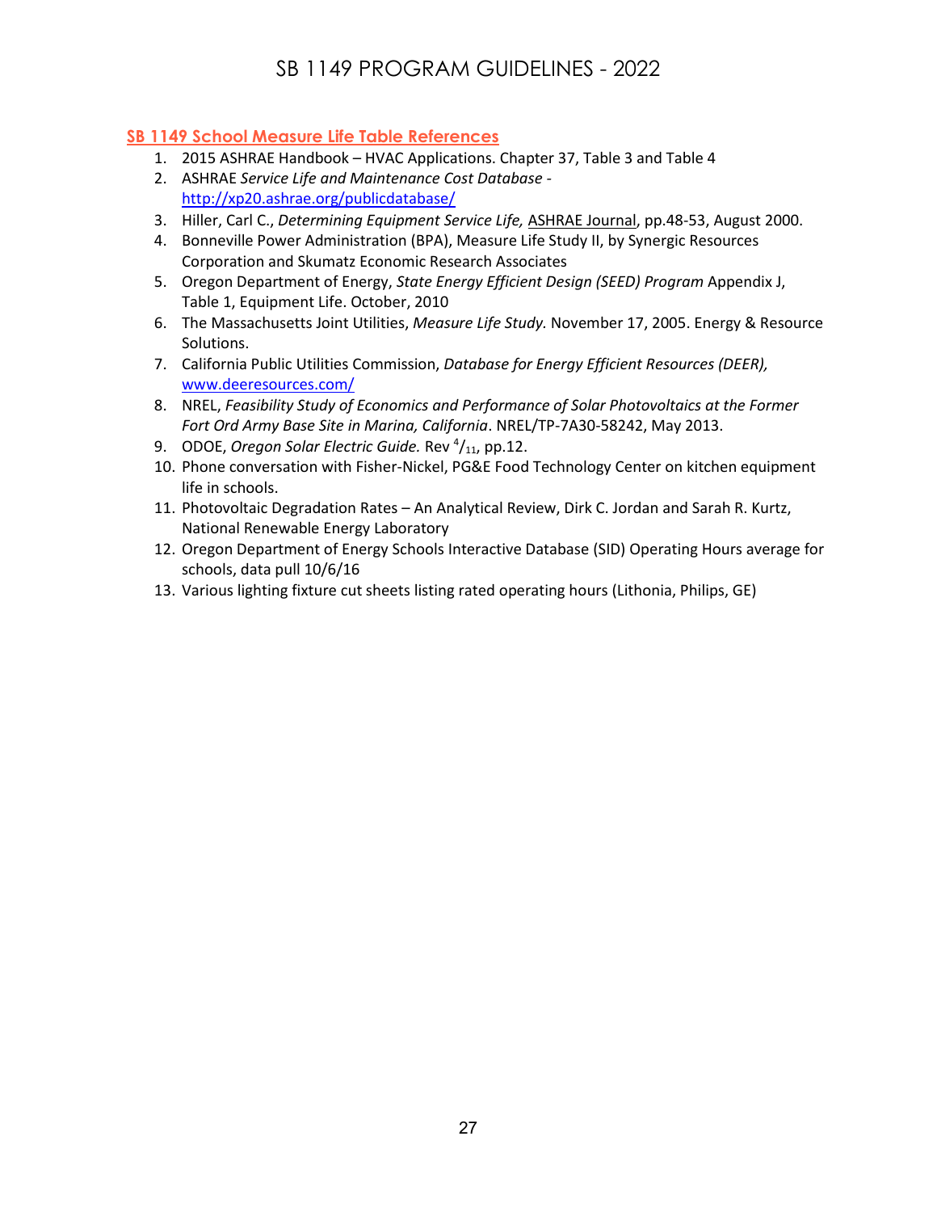## SB 1149 School Measure Life Table References

1. 2015 ASHRAE Handbook – HVAC Applications. Chapter 37, Table 3 and Table 4
2. ASHRAE *Service Life and Maintenance Cost Database* - http://xp20.ashrae.org/publicdatabase/
3. Hiller, Carl C., *Determining Equipment Service Life,* ASHRAE Journal, pp.48-53, August 2000.
4. Bonneville Power Administration (BPA), Measure Life Study II, by Synergic Resources Corporation and Skumatz Economic Research Associates
5. Oregon Department of Energy, *State Energy Efficient Design (SEED) Program* Appendix J, Table 1, Equipment Life. October, 2010
6. The Massachusetts Joint Utilities, *Measure Life Study.* November 17, 2005. Energy & Resource Solutions.
7. California Public Utilities Commission, *Database for Energy Efficient Resources (DEER),* www.deeresources.com/
8. NREL, *Feasibility Study of Economics and Performance of Solar Photovoltaics at the Former Fort Ord Army Base Site in Marina, California*. NREL/TP-7A30-58242, May 2013.
9. ODOE, *Oregon Solar Electric Guide.* Rev $^{4}/_{11}$, pp.12.
10. Phone conversation with Fisher-Nickel, PG&E Food Technology Center on kitchen equipment life in schools.
11. Photovoltaic Degradation Rates – An Analytical Review, Dirk C. Jordan and Sarah R. Kurtz, National Renewable Energy Laboratory
12. Oregon Department of Energy Schools Interactive Database (SID) Operating Hours average for schools, data pull 10/6/16
13. Various lighting fixture cut sheets listing rated operating hours (Lithonia, Philips, GE)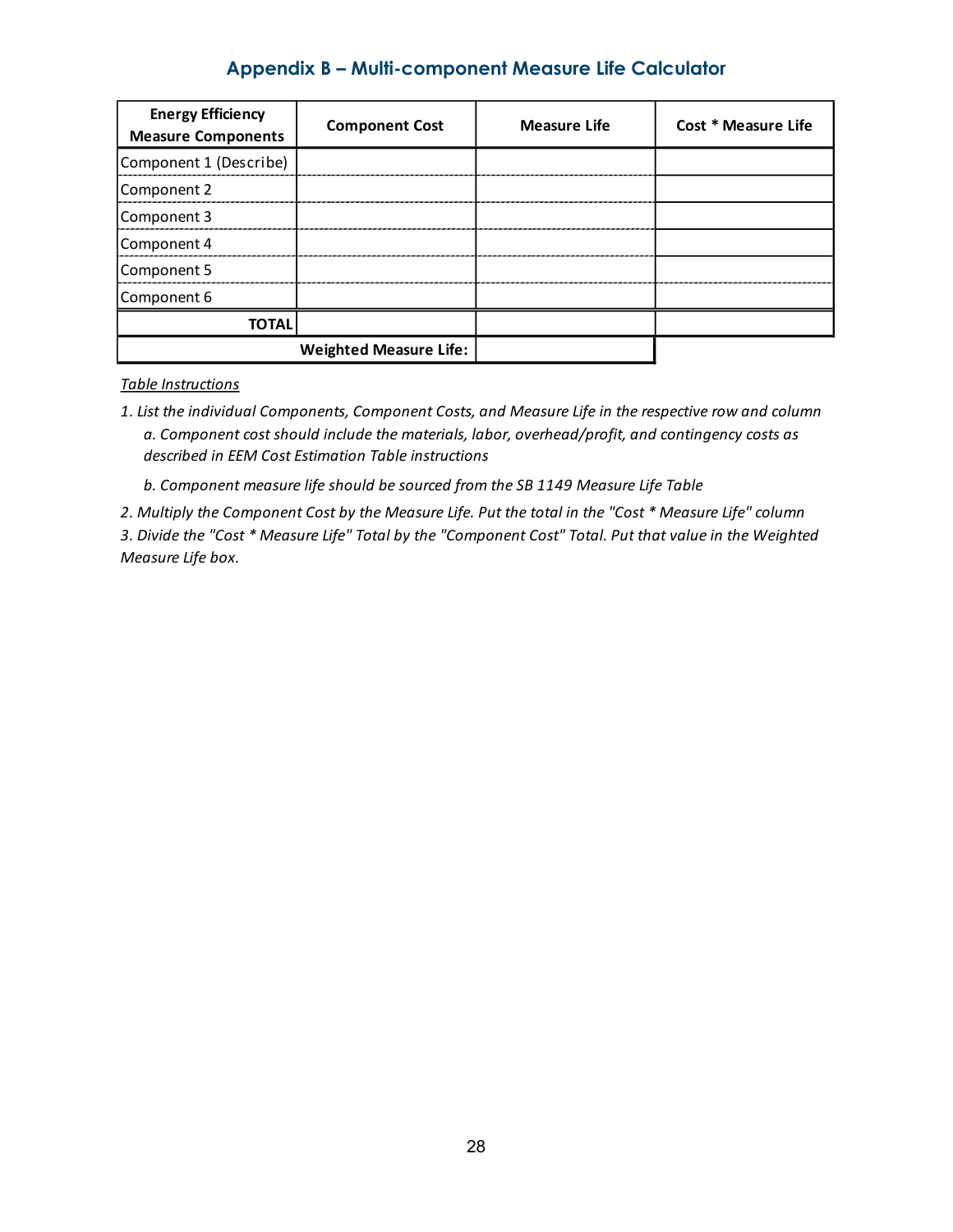## Appendix B – Multi-component Measure Life Calculator

| Energy Efficiency Measure Components | Component Cost | Measure Life | Cost * Measure Life |
|---|---|---|---|
| Component 1 (Describe) | | | |
| Component 2 | | | |
| Component 3 | | | |
| Component 4 | | | |
| Component 5 | | | |
| Component 6 | | | |
| **TOTAL** | | | |
| | **Weighted Measure Life:** | | |

<u>*Table Instructions*</u>

*1. List the individual Components, Component Costs, and Measure Life in the respective row and column*

*a. Component cost should include the materials, labor, overhead/profit, and contingency costs as described in EEM Cost Estimation Table instructions*

*b. Component measure life should be sourced from the SB 1149 Measure Life Table*

*2. Multiply the Component Cost by the Measure Life. Put the total in the "Cost * Measure Life" column*

*3. Divide the "Cost * Measure Life" Total by the "Component Cost" Total. Put that value in the Weighted Measure Life box.*